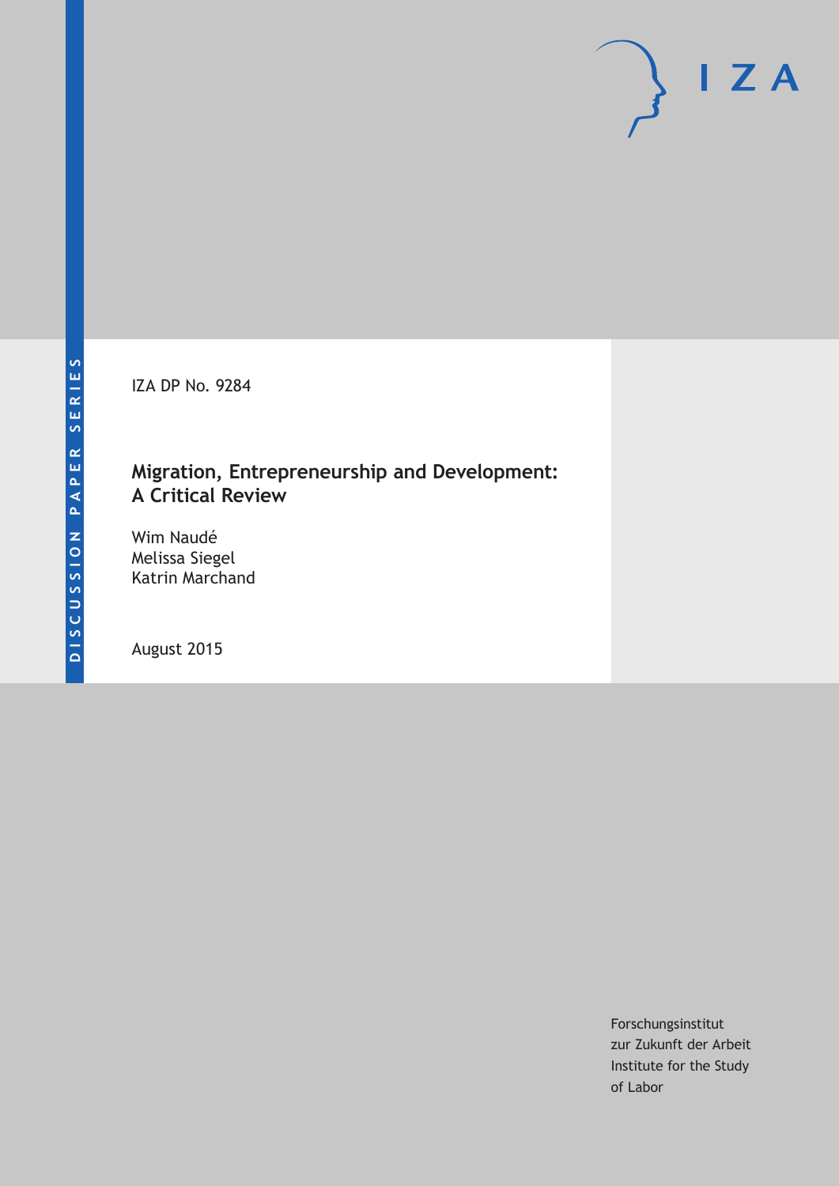IZA DP No. 9284

# Migration, Entrepreneurship and Development: A Critical Review

Wim Naudé
Melissa Siegel
Katrin Marchand

August 2015

Forschungsinstitut
zur Zukunft der Arbeit
Institute for the Study
of Labor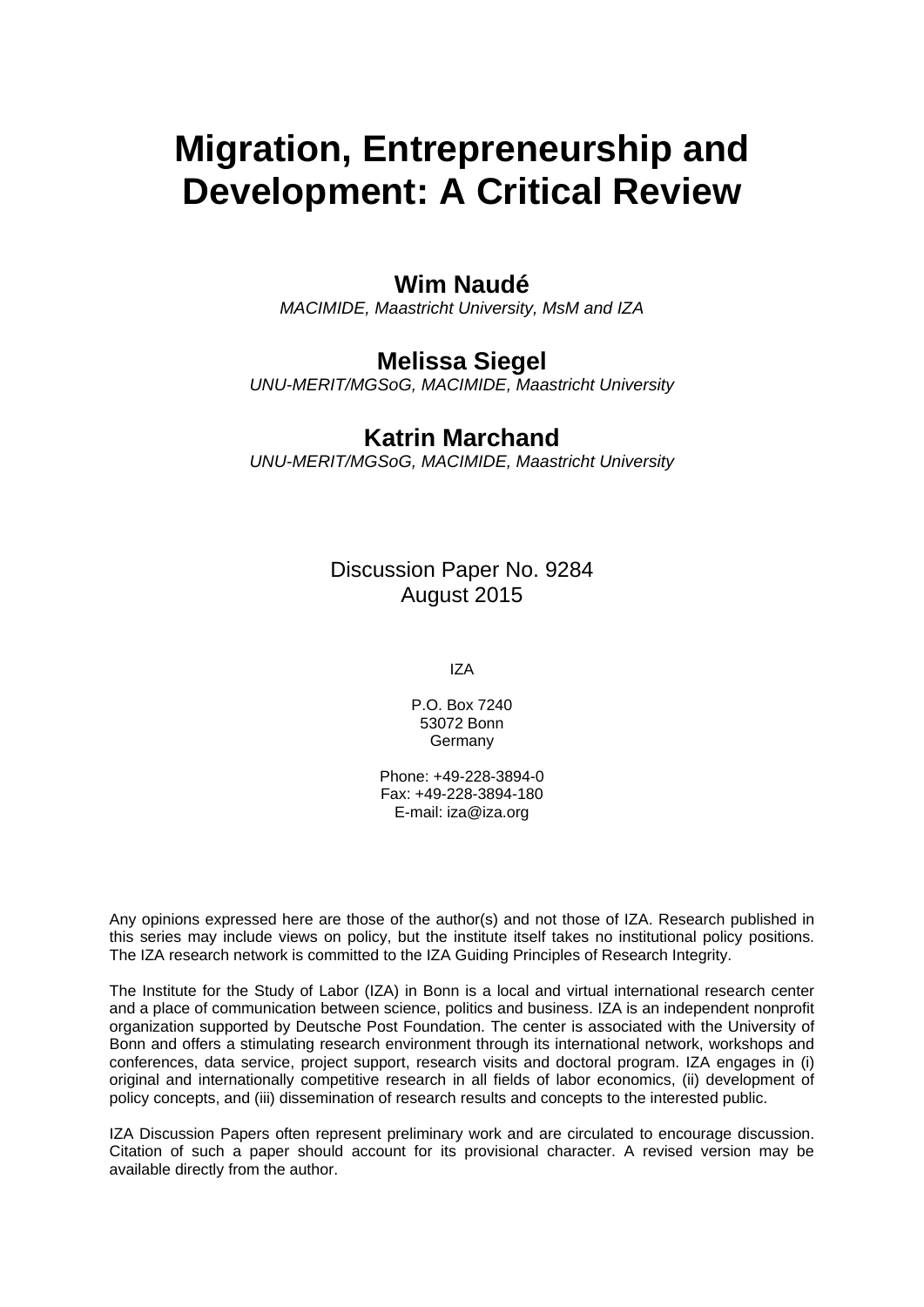# Migration, Entrepreneurship and Development: A Critical Review

**Wim Naudé**

*MACIMIDE, Maastricht University, MsM and IZA*

**Melissa Siegel**

*UNU-MERIT/MGSoG, MACIMIDE, Maastricht University*

**Katrin Marchand**

*UNU-MERIT/MGSoG, MACIMIDE, Maastricht University*

Discussion Paper No. 9284
August 2015

IZA

P.O. Box 7240
53072 Bonn
Germany

Phone: +49-228-3894-0
Fax: +49-228-3894-180
E-mail: iza@iza.org

Any opinions expressed here are those of the author(s) and not those of IZA. Research published in this series may include views on policy, but the institute itself takes no institutional policy positions. The IZA research network is committed to the IZA Guiding Principles of Research Integrity.

The Institute for the Study of Labor (IZA) in Bonn is a local and virtual international research center and a place of communication between science, politics and business. IZA is an independent nonprofit organization supported by Deutsche Post Foundation. The center is associated with the University of Bonn and offers a stimulating research environment through its international network, workshops and conferences, data service, project support, research visits and doctoral program. IZA engages in (i) original and internationally competitive research in all fields of labor economics, (ii) development of policy concepts, and (iii) dissemination of research results and concepts to the interested public.

IZA Discussion Papers often represent preliminary work and are circulated to encourage discussion. Citation of such a paper should account for its provisional character. A revised version may be available directly from the author.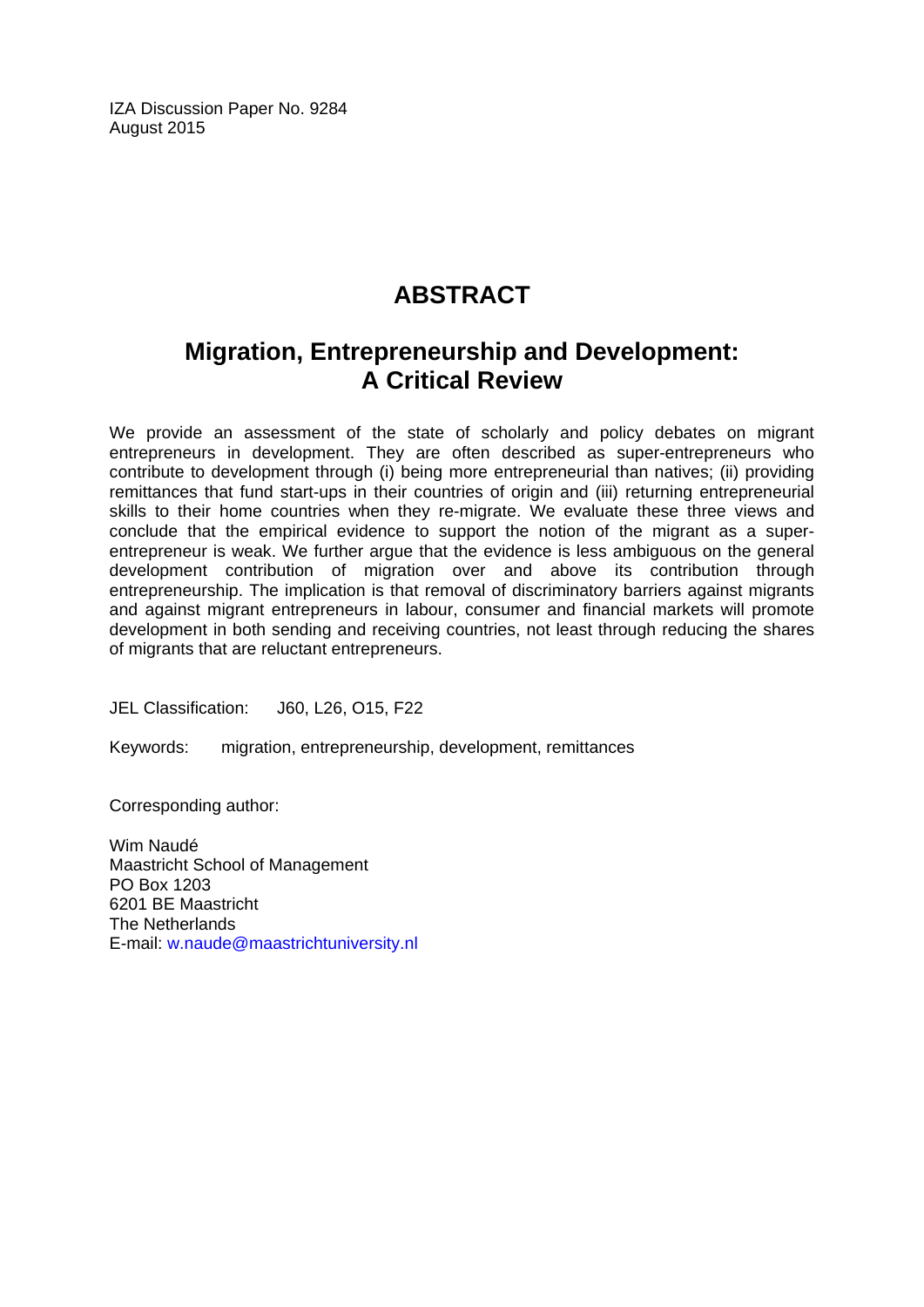IZA Discussion Paper No. 9284
August 2015

# ABSTRACT

## Migration, Entrepreneurship and Development: A Critical Review

We provide an assessment of the state of scholarly and policy debates on migrant entrepreneurs in development. They are often described as super-entrepreneurs who contribute to development through (i) being more entrepreneurial than natives; (ii) providing remittances that fund start-ups in their countries of origin and (iii) returning entrepreneurial skills to their home countries when they re-migrate. We evaluate these three views and conclude that the empirical evidence to support the notion of the migrant as a super-entrepreneur is weak. We further argue that the evidence is less ambiguous on the general development contribution of migration over and above its contribution through entrepreneurship. The implication is that removal of discriminatory barriers against migrants and against migrant entrepreneurs in labour, consumer and financial markets will promote development in both sending and receiving countries, not least through reducing the shares of migrants that are reluctant entrepreneurs.

JEL Classification: J60, L26, O15, F22

Keywords: migration, entrepreneurship, development, remittances

Corresponding author:

Wim Naudé
Maastricht School of Management
PO Box 1203
6201 BE Maastricht
The Netherlands
E-mail: w.naude@maastrichtuniversity.nl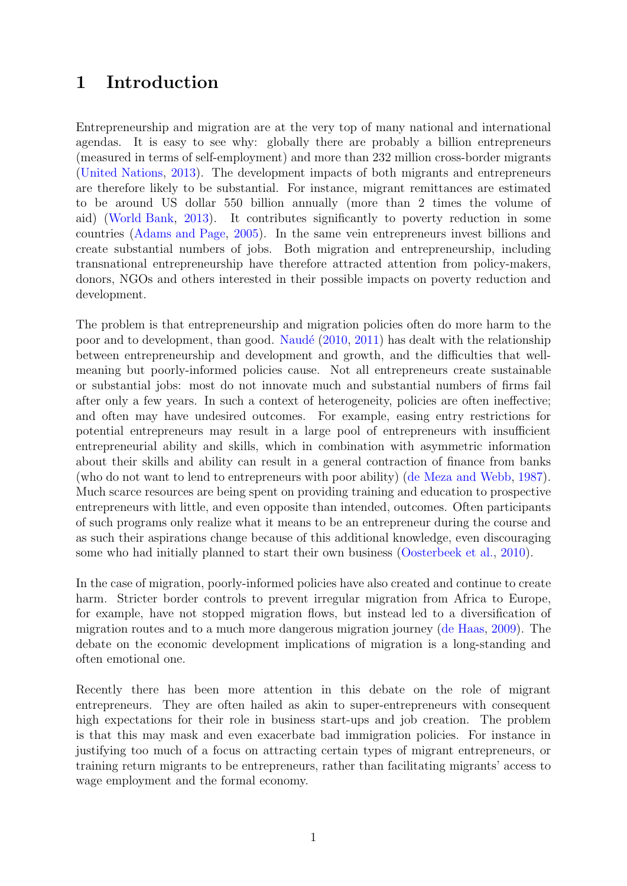# 1 Introduction

Entrepreneurship and migration are at the very top of many national and international agendas. It is easy to see why: globally there are probably a billion entrepreneurs (measured in terms of self-employment) and more than 232 million cross-border migrants (United Nations, 2013). The development impacts of both migrants and entrepreneurs are therefore likely to be substantial. For instance, migrant remittances are estimated to be around US dollar 550 billion annually (more than 2 times the volume of aid) (World Bank, 2013). It contributes significantly to poverty reduction in some countries (Adams and Page, 2005). In the same vein entrepreneurs invest billions and create substantial numbers of jobs. Both migration and entrepreneurship, including transnational entrepreneurship have therefore attracted attention from policy-makers, donors, NGOs and others interested in their possible impacts on poverty reduction and development.

The problem is that entrepreneurship and migration policies often do more harm to the poor and to development, than good. Naudé (2010, 2011) has dealt with the relationship between entrepreneurship and development and growth, and the difficulties that well-meaning but poorly-informed policies cause. Not all entrepreneurs create sustainable or substantial jobs: most do not innovate much and substantial numbers of firms fail after only a few years. In such a context of heterogeneity, policies are often ineffective; and often may have undesired outcomes. For example, easing entry restrictions for potential entrepreneurs may result in a large pool of entrepreneurs with insufficient entrepreneurial ability and skills, which in combination with asymmetric information about their skills and ability can result in a general contraction of finance from banks (who do not want to lend to entrepreneurs with poor ability) (de Meza and Webb, 1987). Much scarce resources are being spent on providing training and education to prospective entrepreneurs with little, and even opposite than intended, outcomes. Often participants of such programs only realize what it means to be an entrepreneur during the course and as such their aspirations change because of this additional knowledge, even discouraging some who had initially planned to start their own business (Oosterbeek et al., 2010).

In the case of migration, poorly-informed policies have also created and continue to create harm. Stricter border controls to prevent irregular migration from Africa to Europe, for example, have not stopped migration flows, but instead led to a diversification of migration routes and to a much more dangerous migration journey (de Haas, 2009). The debate on the economic development implications of migration is a long-standing and often emotional one.

Recently there has been more attention in this debate on the role of migrant entrepreneurs. They are often hailed as akin to super-entrepreneurs with consequent high expectations for their role in business start-ups and job creation. The problem is that this may mask and even exacerbate bad immigration policies. For instance in justifying too much of a focus on attracting certain types of migrant entrepreneurs, or training return migrants to be entrepreneurs, rather than facilitating migrants' access to wage employment and the formal economy.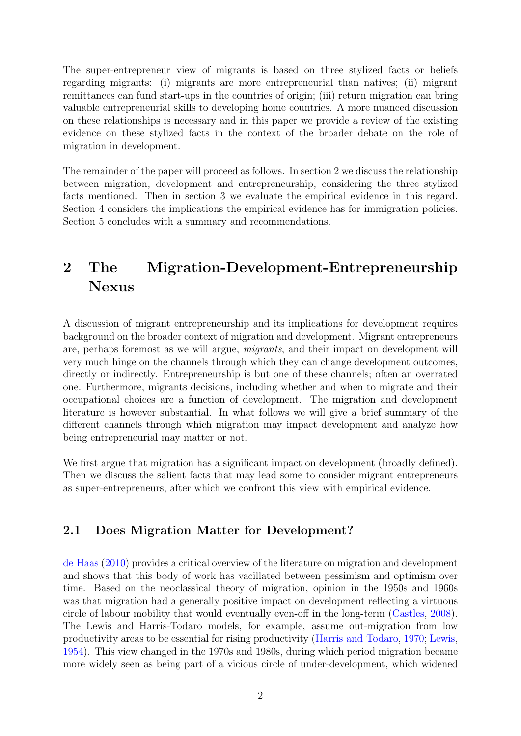The super-entrepreneur view of migrants is based on three stylized facts or beliefs regarding migrants: (i) migrants are more entrepreneurial than natives; (ii) migrant remittances can fund start-ups in the countries of origin; (iii) return migration can bring valuable entrepreneurial skills to developing home countries. A more nuanced discussion on these relationships is necessary and in this paper we provide a review of the existing evidence on these stylized facts in the context of the broader debate on the role of migration in development.

The remainder of the paper will proceed as follows. In section 2 we discuss the relationship between migration, development and entrepreneurship, considering the three stylized facts mentioned. Then in section 3 we evaluate the empirical evidence in this regard. Section 4 considers the implications the empirical evidence has for immigration policies. Section 5 concludes with a summary and recommendations.

# 2 The Migration-Development-Entrepreneurship Nexus

A discussion of migrant entrepreneurship and its implications for development requires background on the broader context of migration and development. Migrant entrepreneurs are, perhaps foremost as we will argue, *migrants*, and their impact on development will very much hinge on the channels through which they can change development outcomes, directly or indirectly. Entrepreneurship is but one of these channels; often an overrated one. Furthermore, migrants decisions, including whether and when to migrate and their occupational choices are a function of development. The migration and development literature is however substantial. In what follows we will give a brief summary of the different channels through which migration may impact development and analyze how being entrepreneurial may matter or not.

We first argue that migration has a significant impact on development (broadly defined). Then we discuss the salient facts that may lead some to consider migrant entrepreneurs as super-entrepreneurs, after which we confront this view with empirical evidence.

## 2.1 Does Migration Matter for Development?

de Haas (2010) provides a critical overview of the literature on migration and development and shows that this body of work has vacillated between pessimism and optimism over time. Based on the neoclassical theory of migration, opinion in the 1950s and 1960s was that migration had a generally positive impact on development reflecting a virtuous circle of labour mobility that would eventually even-off in the long-term (Castles, 2008). The Lewis and Harris-Todaro models, for example, assume out-migration from low productivity areas to be essential for rising productivity (Harris and Todaro, 1970; Lewis, 1954). This view changed in the 1970s and 1980s, during which period migration became more widely seen as being part of a vicious circle of under-development, which widened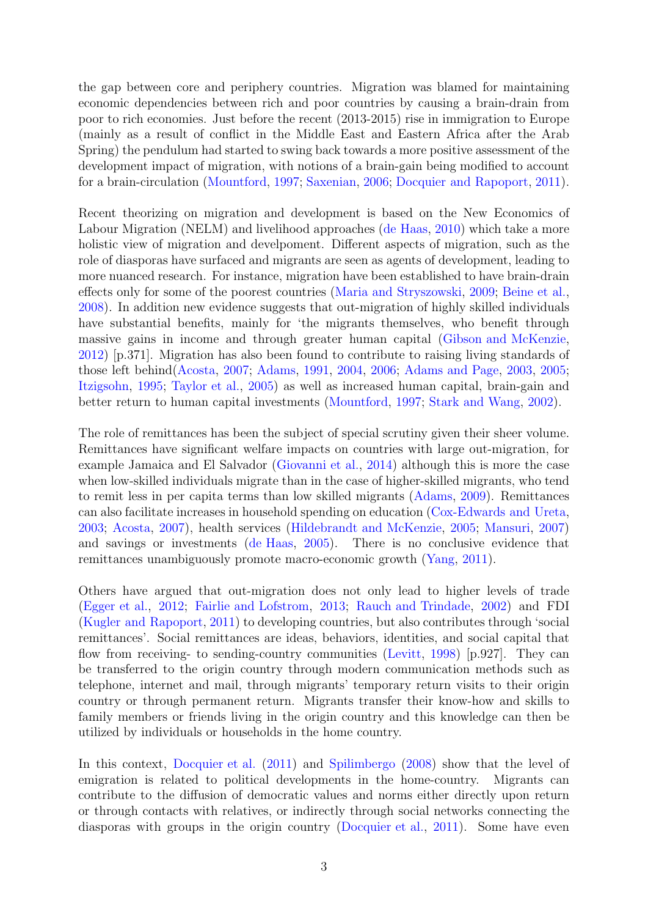the gap between core and periphery countries. Migration was blamed for maintaining economic dependencies between rich and poor countries by causing a brain-drain from poor to rich economies. Just before the recent (2013-2015) rise in immigration to Europe (mainly as a result of conflict in the Middle East and Eastern Africa after the Arab Spring) the pendulum had started to swing back towards a more positive assessment of the development impact of migration, with notions of a brain-gain being modified to account for a brain-circulation (Mountford, 1997; Saxenian, 2006; Docquier and Rapoport, 2011).

Recent theorizing on migration and development is based on the New Economics of Labour Migration (NELM) and livelihood approaches (de Haas, 2010) which take a more holistic view of migration and develpoment. Different aspects of migration, such as the role of diasporas have surfaced and migrants are seen as agents of development, leading to more nuanced research. For instance, migration have been established to have brain-drain effects only for some of the poorest countries (Maria and Stryszowski, 2009; Beine et al., 2008). In addition new evidence suggests that out-migration of highly skilled individuals have substantial benefits, mainly for 'the migrants themselves, who benefit through massive gains in income and through greater human capital (Gibson and McKenzie, 2012) [p.371]. Migration has also been found to contribute to raising living standards of those left behind(Acosta, 2007; Adams, 1991, 2004, 2006; Adams and Page, 2003, 2005; Itzigsohn, 1995; Taylor et al., 2005) as well as increased human capital, brain-gain and better return to human capital investments (Mountford, 1997; Stark and Wang, 2002).

The role of remittances has been the subject of special scrutiny given their sheer volume. Remittances have significant welfare impacts on countries with large out-migration, for example Jamaica and El Salvador (Giovanni et al., 2014) although this is more the case when low-skilled individuals migrate than in the case of higher-skilled migrants, who tend to remit less in per capita terms than low skilled migrants (Adams, 2009). Remittances can also facilitate increases in household spending on education (Cox-Edwards and Ureta, 2003; Acosta, 2007), health services (Hildebrandt and McKenzie, 2005; Mansuri, 2007) and savings or investments (de Haas, 2005). There is no conclusive evidence that remittances unambiguously promote macro-economic growth (Yang, 2011).

Others have argued that out-migration does not only lead to higher levels of trade (Egger et al., 2012; Fairlie and Lofstrom, 2013; Rauch and Trindade, 2002) and FDI (Kugler and Rapoport, 2011) to developing countries, but also contributes through 'social remittances'. Social remittances are ideas, behaviors, identities, and social capital that flow from receiving- to sending-country communities (Levitt, 1998) [p.927]. They can be transferred to the origin country through modern communication methods such as telephone, internet and mail, through migrants' temporary return visits to their origin country or through permanent return. Migrants transfer their know-how and skills to family members or friends living in the origin country and this knowledge can then be utilized by individuals or households in the home country.

In this context, Docquier et al. (2011) and Spilimbergo (2008) show that the level of emigration is related to political developments in the home-country. Migrants can contribute to the diffusion of democratic values and norms either directly upon return or through contacts with relatives, or indirectly through social networks connecting the diasporas with groups in the origin country (Docquier et al., 2011). Some have even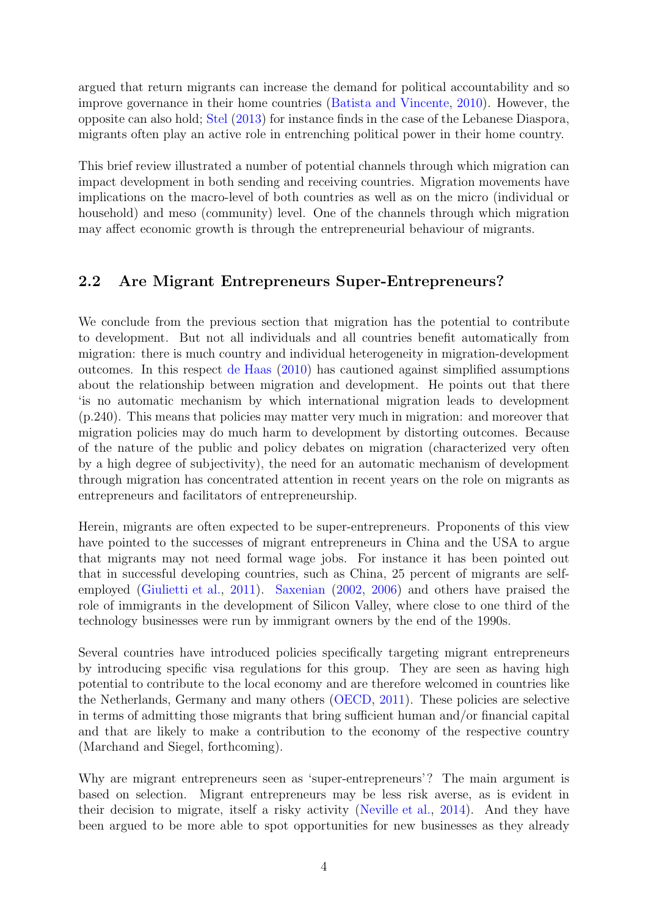argued that return migrants can increase the demand for political accountability and so improve governance in their home countries (Batista and Vincente, 2010). However, the opposite can also hold; Stel (2013) for instance finds in the case of the Lebanese Diaspora, migrants often play an active role in entrenching political power in their home country.

This brief review illustrated a number of potential channels through which migration can impact development in both sending and receiving countries. Migration movements have implications on the macro-level of both countries as well as on the micro (individual or household) and meso (community) level. One of the channels through which migration may affect economic growth is through the entrepreneurial behaviour of migrants.

## 2.2 Are Migrant Entrepreneurs Super-Entrepreneurs?

We conclude from the previous section that migration has the potential to contribute to development. But not all individuals and all countries benefit automatically from migration: there is much country and individual heterogeneity in migration-development outcomes. In this respect de Haas (2010) has cautioned against simplified assumptions about the relationship between migration and development. He points out that there 'is no automatic mechanism by which international migration leads to development (p.240). This means that policies may matter very much in migration: and moreover that migration policies may do much harm to development by distorting outcomes. Because of the nature of the public and policy debates on migration (characterized very often by a high degree of subjectivity), the need for an automatic mechanism of development through migration has concentrated attention in recent years on the role on migrants as entrepreneurs and facilitators of entrepreneurship.

Herein, migrants are often expected to be super-entrepreneurs. Proponents of this view have pointed to the successes of migrant entrepreneurs in China and the USA to argue that migrants may not need formal wage jobs. For instance it has been pointed out that in successful developing countries, such as China, 25 percent of migrants are self-employed (Giulietti et al., 2011). Saxenian (2002, 2006) and others have praised the role of immigrants in the development of Silicon Valley, where close to one third of the technology businesses were run by immigrant owners by the end of the 1990s.

Several countries have introduced policies specifically targeting migrant entrepreneurs by introducing specific visa regulations for this group. They are seen as having high potential to contribute to the local economy and are therefore welcomed in countries like the Netherlands, Germany and many others (OECD, 2011). These policies are selective in terms of admitting those migrants that bring sufficient human and/or financial capital and that are likely to make a contribution to the economy of the respective country (Marchand and Siegel, forthcoming).

Why are migrant entrepreneurs seen as 'super-entrepreneurs'? The main argument is based on selection. Migrant entrepreneurs may be less risk averse, as is evident in their decision to migrate, itself a risky activity (Neville et al., 2014). And they have been argued to be more able to spot opportunities for new businesses as they already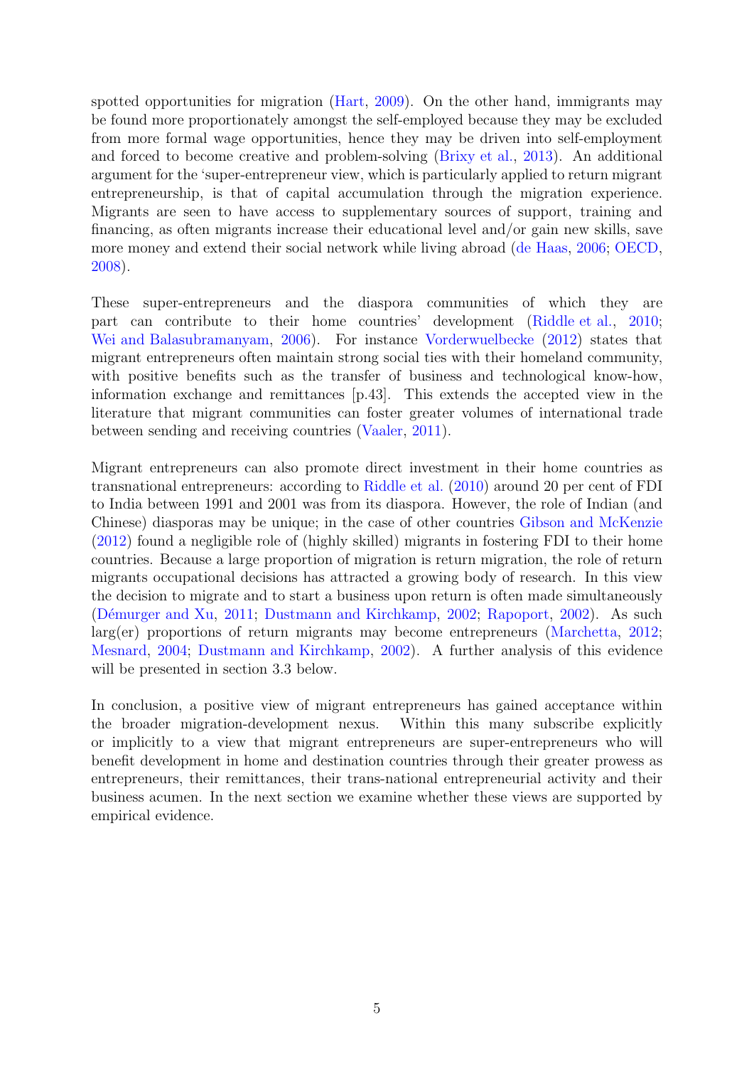spotted opportunities for migration (Hart, 2009). On the other hand, immigrants may be found more proportionately amongst the self-employed because they may be excluded from more formal wage opportunities, hence they may be driven into self-employment and forced to become creative and problem-solving (Brixy et al., 2013). An additional argument for the 'super-entrepreneur view, which is particularly applied to return migrant entrepreneurship, is that of capital accumulation through the migration experience. Migrants are seen to have access to supplementary sources of support, training and financing, as often migrants increase their educational level and/or gain new skills, save more money and extend their social network while living abroad (de Haas, 2006; OECD, 2008).

These super-entrepreneurs and the diaspora communities of which they are part can contribute to their home countries' development (Riddle et al., 2010; Wei and Balasubramanyam, 2006). For instance Vorderwuelbecke (2012) states that migrant entrepreneurs often maintain strong social ties with their homeland community, with positive benefits such as the transfer of business and technological know-how, information exchange and remittances [p.43]. This extends the accepted view in the literature that migrant communities can foster greater volumes of international trade between sending and receiving countries (Vaaler, 2011).

Migrant entrepreneurs can also promote direct investment in their home countries as transnational entrepreneurs: according to Riddle et al. (2010) around 20 per cent of FDI to India between 1991 and 2001 was from its diaspora. However, the role of Indian (and Chinese) diasporas may be unique; in the case of other countries Gibson and McKenzie (2012) found a negligible role of (highly skilled) migrants in fostering FDI to their home countries. Because a large proportion of migration is return migration, the role of return migrants occupational decisions has attracted a growing body of research. In this view the decision to migrate and to start a business upon return is often made simultaneously (Démurger and Xu, 2011; Dustmann and Kirchkamp, 2002; Rapoport, 2002). As such larg(er) proportions of return migrants may become entrepreneurs (Marchetta, 2012; Mesnard, 2004; Dustmann and Kirchkamp, 2002). A further analysis of this evidence will be presented in section 3.3 below.

In conclusion, a positive view of migrant entrepreneurs has gained acceptance within the broader migration-development nexus. Within this many subscribe explicitly or implicitly to a view that migrant entrepreneurs are super-entrepreneurs who will benefit development in home and destination countries through their greater prowess as entrepreneurs, their remittances, their trans-national entrepreneurial activity and their business acumen. In the next section we examine whether these views are supported by empirical evidence.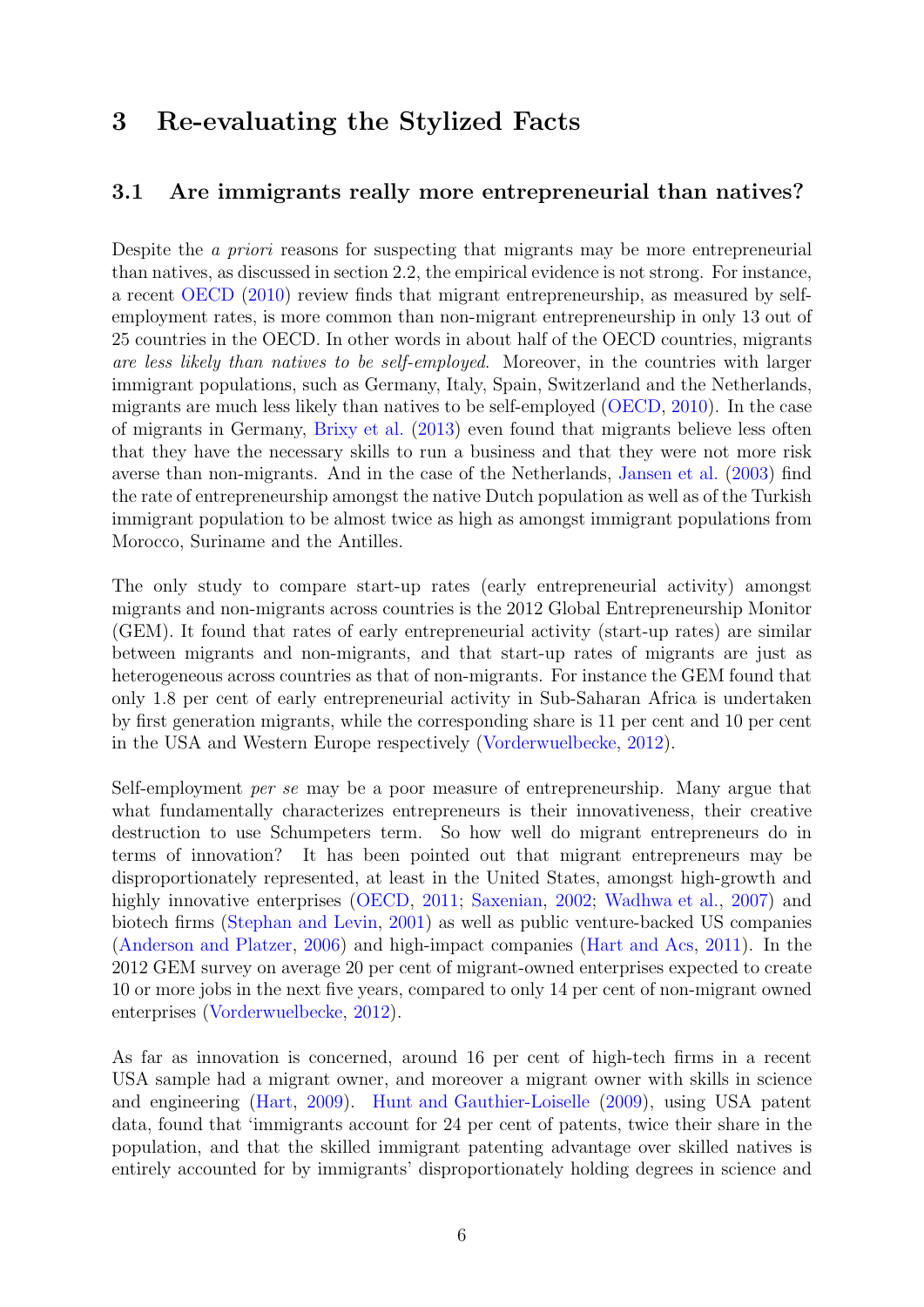# 3 Re-evaluating the Stylized Facts

## 3.1 Are immigrants really more entrepreneurial than natives?

Despite the *a priori* reasons for suspecting that migrants may be more entrepreneurial than natives, as discussed in section 2.2, the empirical evidence is not strong. For instance, a recent OECD (2010) review finds that migrant entrepreneurship, as measured by self-employment rates, is more common than non-migrant entrepreneurship in only 13 out of 25 countries in the OECD. In other words in about half of the OECD countries, migrants *are less likely than natives to be self-employed*. Moreover, in the countries with larger immigrant populations, such as Germany, Italy, Spain, Switzerland and the Netherlands, migrants are much less likely than natives to be self-employed (OECD, 2010). In the case of migrants in Germany, Brixy et al. (2013) even found that migrants believe less often that they have the necessary skills to run a business and that they were not more risk averse than non-migrants. And in the case of the Netherlands, Jansen et al. (2003) find the rate of entrepreneurship amongst the native Dutch population as well as of the Turkish immigrant population to be almost twice as high as amongst immigrant populations from Morocco, Suriname and the Antilles.

The only study to compare start-up rates (early entrepreneurial activity) amongst migrants and non-migrants across countries is the 2012 Global Entrepreneurship Monitor (GEM). It found that rates of early entrepreneurial activity (start-up rates) are similar between migrants and non-migrants, and that start-up rates of migrants are just as heterogeneous across countries as that of non-migrants. For instance the GEM found that only 1.8 per cent of early entrepreneurial activity in Sub-Saharan Africa is undertaken by first generation migrants, while the corresponding share is 11 per cent and 10 per cent in the USA and Western Europe respectively (Vorderwuelbecke, 2012).

Self-employment *per se* may be a poor measure of entrepreneurship. Many argue that what fundamentally characterizes entrepreneurs is their innovativeness, their creative destruction to use Schumpeters term. So how well do migrant entrepreneurs do in terms of innovation? It has been pointed out that migrant entrepreneurs may be disproportionately represented, at least in the United States, amongst high-growth and highly innovative enterprises (OECD, 2011; Saxenian, 2002; Wadhwa et al., 2007) and biotech firms (Stephan and Levin, 2001) as well as public venture-backed US companies (Anderson and Platzer, 2006) and high-impact companies (Hart and Acs, 2011). In the 2012 GEM survey on average 20 per cent of migrant-owned enterprises expected to create 10 or more jobs in the next five years, compared to only 14 per cent of non-migrant owned enterprises (Vorderwuelbecke, 2012).

As far as innovation is concerned, around 16 per cent of high-tech firms in a recent USA sample had a migrant owner, and moreover a migrant owner with skills in science and engineering (Hart, 2009). Hunt and Gauthier-Loiselle (2009), using USA patent data, found that 'immigrants account for 24 per cent of patents, twice their share in the population, and that the skilled immigrant patenting advantage over skilled natives is entirely accounted for by immigrants' disproportionately holding degrees in science and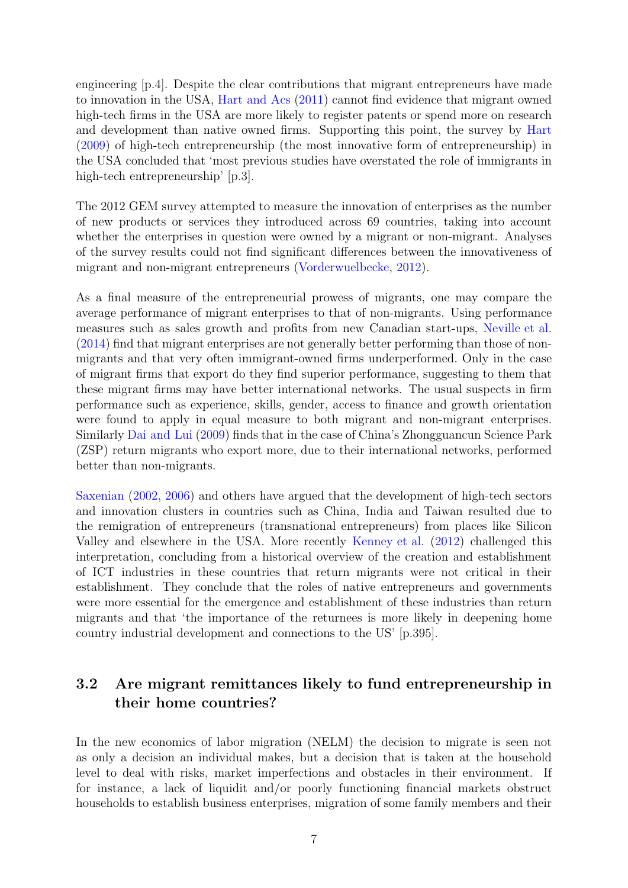engineering [p.4]. Despite the clear contributions that migrant entrepreneurs have made to innovation in the USA, Hart and Acs (2011) cannot find evidence that migrant owned high-tech firms in the USA are more likely to register patents or spend more on research and development than native owned firms. Supporting this point, the survey by Hart (2009) of high-tech entrepreneurship (the most innovative form of entrepreneurship) in the USA concluded that 'most previous studies have overstated the role of immigrants in high-tech entrepreneurship' [p.3].

The 2012 GEM survey attempted to measure the innovation of enterprises as the number of new products or services they introduced across 69 countries, taking into account whether the enterprises in question were owned by a migrant or non-migrant. Analyses of the survey results could not find significant differences between the innovativeness of migrant and non-migrant entrepreneurs (Vorderwuelbecke, 2012).

As a final measure of the entrepreneurial prowess of migrants, one may compare the average performance of migrant enterprises to that of non-migrants. Using performance measures such as sales growth and profits from new Canadian start-ups, Neville et al. (2014) find that migrant enterprises are not generally better performing than those of non-migrants and that very often immigrant-owned firms underperformed. Only in the case of migrant firms that export do they find superior performance, suggesting to them that these migrant firms may have better international networks. The usual suspects in firm performance such as experience, skills, gender, access to finance and growth orientation were found to apply in equal measure to both migrant and non-migrant enterprises. Similarly Dai and Lui (2009) finds that in the case of China's Zhongguancun Science Park (ZSP) return migrants who export more, due to their international networks, performed better than non-migrants.

Saxenian (2002, 2006) and others have argued that the development of high-tech sectors and innovation clusters in countries such as China, India and Taiwan resulted due to the remigration of entrepreneurs (transnational entrepreneurs) from places like Silicon Valley and elsewhere in the USA. More recently Kenney et al. (2012) challenged this interpretation, concluding from a historical overview of the creation and establishment of ICT industries in these countries that return migrants were not critical in their establishment. They conclude that the roles of native entrepreneurs and governments were more essential for the emergence and establishment of these industries than return migrants and that 'the importance of the returnees is more likely in deepening home country industrial development and connections to the US' [p.395].

## 3.2 Are migrant remittances likely to fund entrepreneurship in their home countries?

In the new economics of labor migration (NELM) the decision to migrate is seen not as only a decision an individual makes, but a decision that is taken at the household level to deal with risks, market imperfections and obstacles in their environment. If for instance, a lack of liquidit and/or poorly functioning financial markets obstruct households to establish business enterprises, migration of some family members and their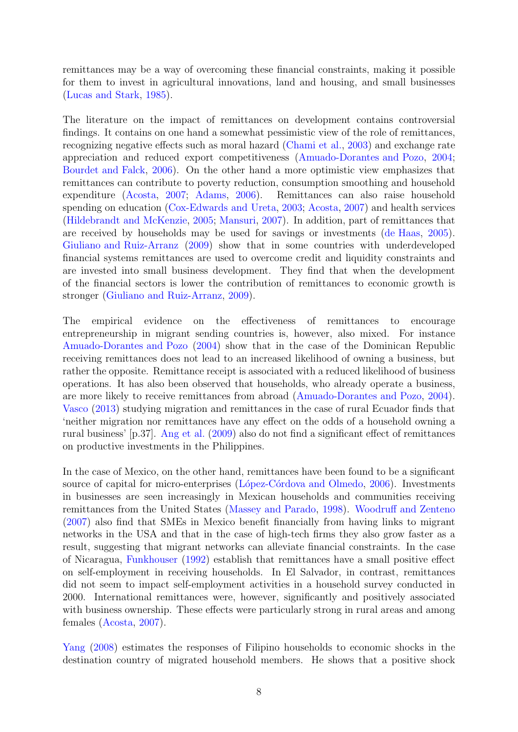remittances may be a way of overcoming these financial constraints, making it possible for them to invest in agricultural innovations, land and housing, and small businesses (Lucas and Stark, 1985).

The literature on the impact of remittances on development contains controversial findings. It contains on one hand a somewhat pessimistic view of the role of remittances, recognizing negative effects such as moral hazard (Chami et al., 2003) and exchange rate appreciation and reduced export competitiveness (Amuado-Dorantes and Pozo, 2004; Bourdet and Falck, 2006). On the other hand a more optimistic view emphasizes that remittances can contribute to poverty reduction, consumption smoothing and household expenditure (Acosta, 2007; Adams, 2006). Remittances can also raise household spending on education (Cox-Edwards and Ureta, 2003; Acosta, 2007) and health services (Hildebrandt and McKenzie, 2005; Mansuri, 2007). In addition, part of remittances that are received by households may be used for savings or investments (de Haas, 2005). Giuliano and Ruiz-Arranz (2009) show that in some countries with underdeveloped financial systems remittances are used to overcome credit and liquidity constraints and are invested into small business development. They find that when the development of the financial sectors is lower the contribution of remittances to economic growth is stronger (Giuliano and Ruiz-Arranz, 2009).

The empirical evidence on the effectiveness of remittances to encourage entrepreneurship in migrant sending countries is, however, also mixed. For instance Amuado-Dorantes and Pozo (2004) show that in the case of the Dominican Republic receiving remittances does not lead to an increased likelihood of owning a business, but rather the opposite. Remittance receipt is associated with a reduced likelihood of business operations. It has also been observed that households, who already operate a business, are more likely to receive remittances from abroad (Amuado-Dorantes and Pozo, 2004). Vasco (2013) studying migration and remittances in the case of rural Ecuador finds that 'neither migration nor remittances have any effect on the odds of a household owning a rural business' [p.37]. Ang et al. (2009) also do not find a significant effect of remittances on productive investments in the Philippines.

In the case of Mexico, on the other hand, remittances have been found to be a significant source of capital for micro-enterprises (López-Córdova and Olmedo, 2006). Investments in businesses are seen increasingly in Mexican households and communities receiving remittances from the United States (Massey and Parado, 1998). Woodruff and Zenteno (2007) also find that SMEs in Mexico benefit financially from having links to migrant networks in the USA and that in the case of high-tech firms they also grow faster as a result, suggesting that migrant networks can alleviate financial constraints. In the case of Nicaragua, Funkhouser (1992) establish that remittances have a small positive effect on self-employment in receiving households. In El Salvador, in contrast, remittances did not seem to impact self-employment activities in a household survey conducted in 2000. International remittances were, however, significantly and positively associated with business ownership. These effects were particularly strong in rural areas and among females (Acosta, 2007).

Yang (2008) estimates the responses of Filipino households to economic shocks in the destination country of migrated household members. He shows that a positive shock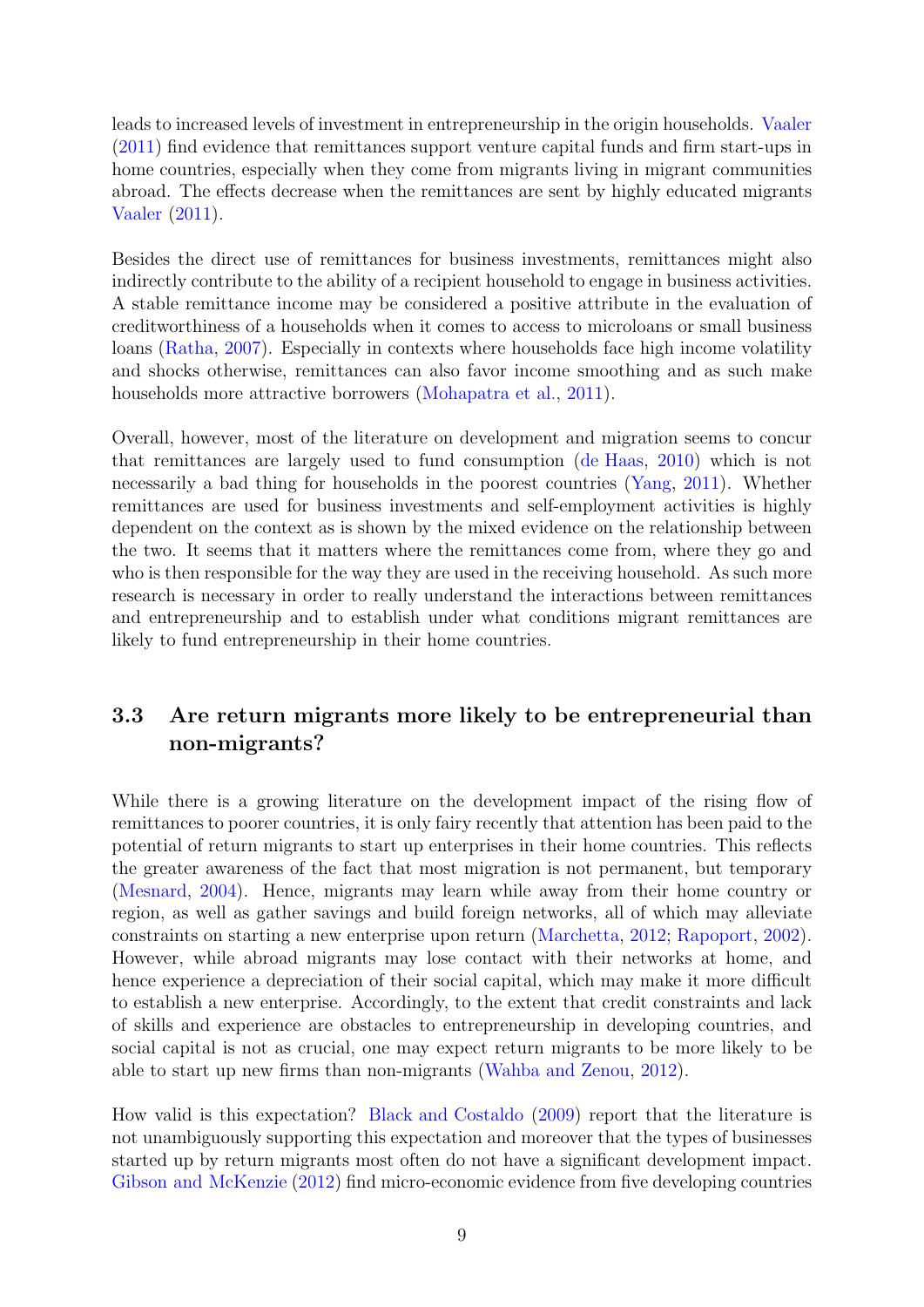leads to increased levels of investment in entrepreneurship in the origin households. Vaaler (2011) find evidence that remittances support venture capital funds and firm start-ups in home countries, especially when they come from migrants living in migrant communities abroad. The effects decrease when the remittances are sent by highly educated migrants Vaaler (2011).

Besides the direct use of remittances for business investments, remittances might also indirectly contribute to the ability of a recipient household to engage in business activities. A stable remittance income may be considered a positive attribute in the evaluation of creditworthiness of a households when it comes to access to microloans or small business loans (Ratha, 2007). Especially in contexts where households face high income volatility and shocks otherwise, remittances can also favor income smoothing and as such make households more attractive borrowers (Mohapatra et al., 2011).

Overall, however, most of the literature on development and migration seems to concur that remittances are largely used to fund consumption (de Haas, 2010) which is not necessarily a bad thing for households in the poorest countries (Yang, 2011). Whether remittances are used for business investments and self-employment activities is highly dependent on the context as is shown by the mixed evidence on the relationship between the two. It seems that it matters where the remittances come from, where they go and who is then responsible for the way they are used in the receiving household. As such more research is necessary in order to really understand the interactions between remittances and entrepreneurship and to establish under what conditions migrant remittances are likely to fund entrepreneurship in their home countries.

### 3.3 Are return migrants more likely to be entrepreneurial than non-migrants?

While there is a growing literature on the development impact of the rising flow of remittances to poorer countries, it is only fairy recently that attention has been paid to the potential of return migrants to start up enterprises in their home countries. This reflects the greater awareness of the fact that most migration is not permanent, but temporary (Mesnard, 2004). Hence, migrants may learn while away from their home country or region, as well as gather savings and build foreign networks, all of which may alleviate constraints on starting a new enterprise upon return (Marchetta, 2012; Rapoport, 2002). However, while abroad migrants may lose contact with their networks at home, and hence experience a depreciation of their social capital, which may make it more difficult to establish a new enterprise. Accordingly, to the extent that credit constraints and lack of skills and experience are obstacles to entrepreneurship in developing countries, and social capital is not as crucial, one may expect return migrants to be more likely to be able to start up new firms than non-migrants (Wahba and Zenou, 2012).

How valid is this expectation? Black and Costaldo (2009) report that the literature is not unambiguously supporting this expectation and moreover that the types of businesses started up by return migrants most often do not have a significant development impact. Gibson and McKenzie (2012) find micro-economic evidence from five developing countries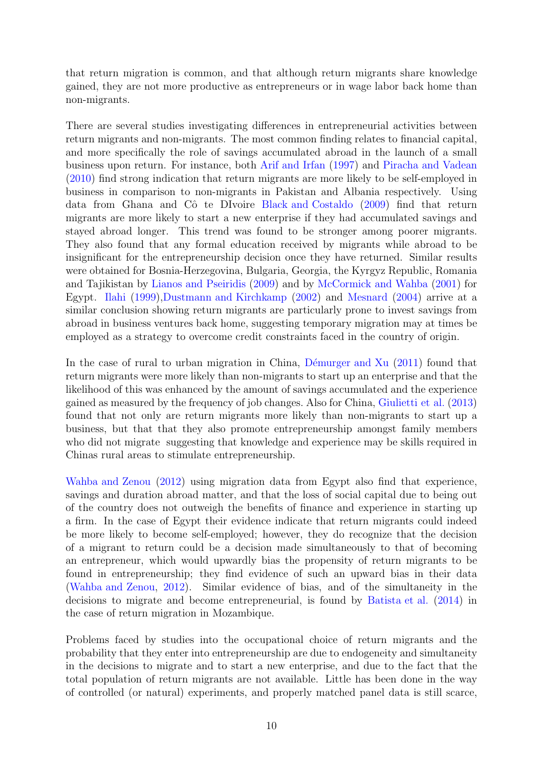that return migration is common, and that although return migrants share knowledge gained, they are not more productive as entrepreneurs or in wage labor back home than non-migrants.

There are several studies investigating differences in entrepreneurial activities between return migrants and non-migrants. The most common finding relates to financial capital, and more specifically the role of savings accumulated abroad in the launch of a small business upon return. For instance, both Arif and Irfan (1997) and Piracha and Vadean (2010) find strong indication that return migrants are more likely to be self-employed in business in comparison to non-migrants in Pakistan and Albania respectively. Using data from Ghana and Cô te DIvoire Black and Costaldo (2009) find that return migrants are more likely to start a new enterprise if they had accumulated savings and stayed abroad longer. This trend was found to be stronger among poorer migrants. They also found that any formal education received by migrants while abroad to be insignificant for the entrepreneurship decision once they have returned. Similar results were obtained for Bosnia-Herzegovina, Bulgaria, Georgia, the Kyrgyz Republic, Romania and Tajikistan by Lianos and Pseiridis (2009) and by McCormick and Wahba (2001) for Egypt. Ilahi (1999),Dustmann and Kirchkamp (2002) and Mesnard (2004) arrive at a similar conclusion showing return migrants are particularly prone to invest savings from abroad in business ventures back home, suggesting temporary migration may at times be employed as a strategy to overcome credit constraints faced in the country of origin.

In the case of rural to urban migration in China, Démurger and Xu (2011) found that return migrants were more likely than non-migrants to start up an enterprise and that the likelihood of this was enhanced by the amount of savings accumulated and the experience gained as measured by the frequency of job changes. Also for China, Giulietti et al. (2013) found that not only are return migrants more likely than non-migrants to start up a business, but that that they also promote entrepreneurship amongst family members who did not migrate suggesting that knowledge and experience may be skills required in Chinas rural areas to stimulate entrepreneurship.

Wahba and Zenou (2012) using migration data from Egypt also find that experience, savings and duration abroad matter, and that the loss of social capital due to being out of the country does not outweigh the benefits of finance and experience in starting up a firm. In the case of Egypt their evidence indicate that return migrants could indeed be more likely to become self-employed; however, they do recognize that the decision of a migrant to return could be a decision made simultaneously to that of becoming an entrepreneur, which would upwardly bias the propensity of return migrants to be found in entrepreneurship; they find evidence of such an upward bias in their data (Wahba and Zenou, 2012). Similar evidence of bias, and of the simultaneity in the decisions to migrate and become entrepreneurial, is found by Batista et al. (2014) in the case of return migration in Mozambique.

Problems faced by studies into the occupational choice of return migrants and the probability that they enter into entrepreneurship are due to endogeneity and simultaneity in the decisions to migrate and to start a new enterprise, and due to the fact that the total population of return migrants are not available. Little has been done in the way of controlled (or natural) experiments, and properly matched panel data is still scarce,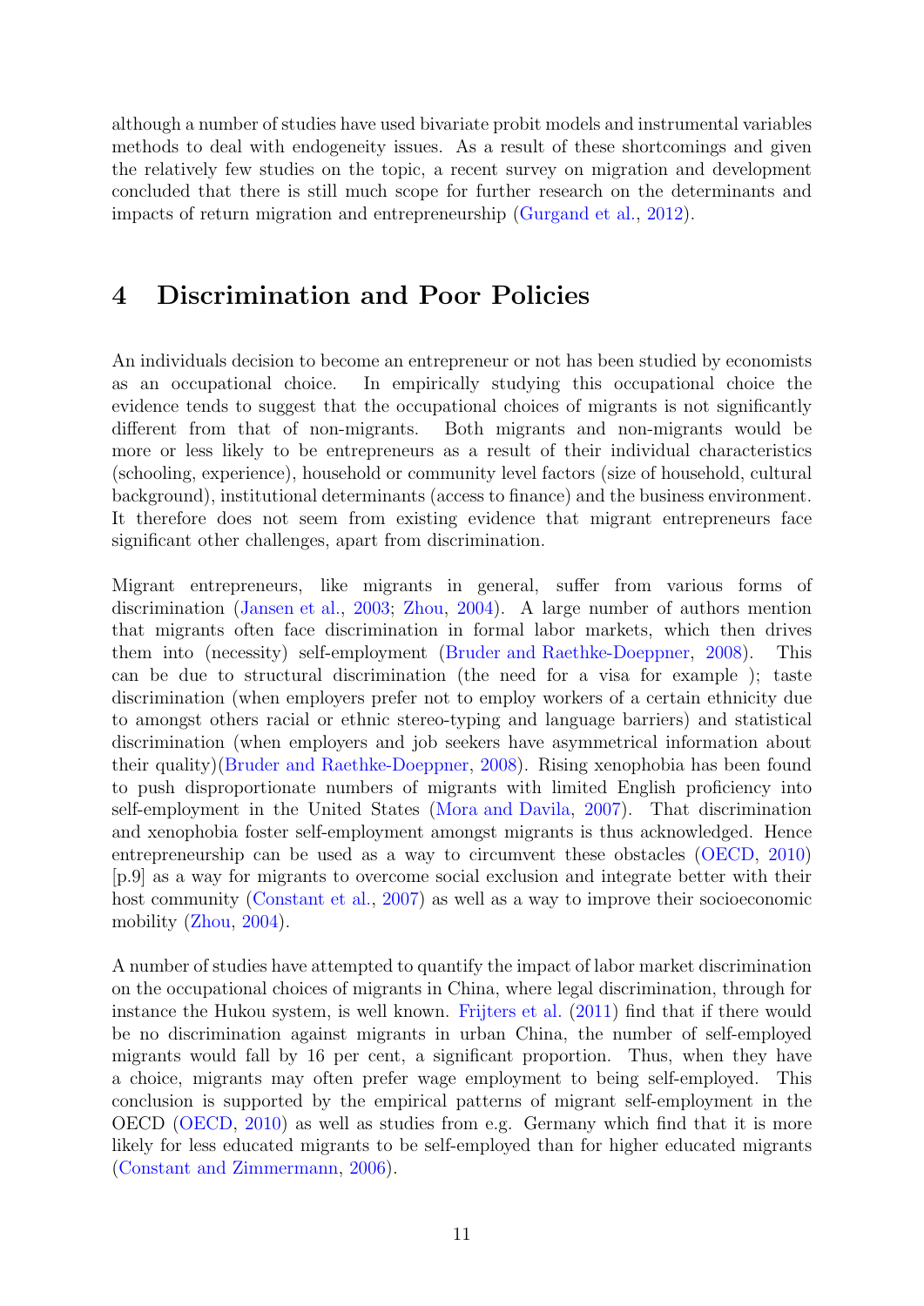although a number of studies have used bivariate probit models and instrumental variables methods to deal with endogeneity issues. As a result of these shortcomings and given the relatively few studies on the topic, a recent survey on migration and development concluded that there is still much scope for further research on the determinants and impacts of return migration and entrepreneurship (Gurgand et al., 2012).

# 4 Discrimination and Poor Policies

An individuals decision to become an entrepreneur or not has been studied by economists as an occupational choice. In empirically studying this occupational choice the evidence tends to suggest that the occupational choices of migrants is not significantly different from that of non-migrants. Both migrants and non-migrants would be more or less likely to be entrepreneurs as a result of their individual characteristics (schooling, experience), household or community level factors (size of household, cultural background), institutional determinants (access to finance) and the business environment. It therefore does not seem from existing evidence that migrant entrepreneurs face significant other challenges, apart from discrimination.

Migrant entrepreneurs, like migrants in general, suffer from various forms of discrimination (Jansen et al., 2003; Zhou, 2004). A large number of authors mention that migrants often face discrimination in formal labor markets, which then drives them into (necessity) self-employment (Bruder and Raethke-Doeppner, 2008). This can be due to structural discrimination (the need for a visa for example ); taste discrimination (when employers prefer not to employ workers of a certain ethnicity due to amongst others racial or ethnic stereo-typing and language barriers) and statistical discrimination (when employers and job seekers have asymmetrical information about their quality)(Bruder and Raethke-Doeppner, 2008). Rising xenophobia has been found to push disproportionate numbers of migrants with limited English proficiency into self-employment in the United States (Mora and Davila, 2007). That discrimination and xenophobia foster self-employment amongst migrants is thus acknowledged. Hence entrepreneurship can be used as a way to circumvent these obstacles (OECD, 2010) [p.9] as a way for migrants to overcome social exclusion and integrate better with their host community (Constant et al., 2007) as well as a way to improve their socioeconomic mobility (Zhou, 2004).

A number of studies have attempted to quantify the impact of labor market discrimination on the occupational choices of migrants in China, where legal discrimination, through for instance the Hukou system, is well known. Frijters et al. (2011) find that if there would be no discrimination against migrants in urban China, the number of self-employed migrants would fall by 16 per cent, a significant proportion. Thus, when they have a choice, migrants may often prefer wage employment to being self-employed. This conclusion is supported by the empirical patterns of migrant self-employment in the OECD (OECD, 2010) as well as studies from e.g. Germany which find that it is more likely for less educated migrants to be self-employed than for higher educated migrants (Constant and Zimmermann, 2006).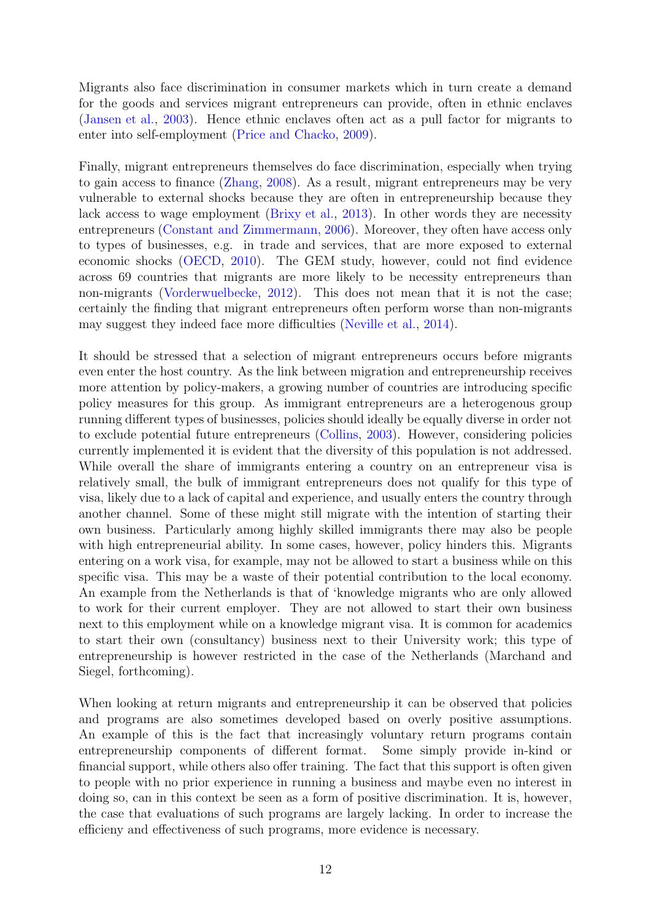Migrants also face discrimination in consumer markets which in turn create a demand for the goods and services migrant entrepreneurs can provide, often in ethnic enclaves (Jansen et al., 2003). Hence ethnic enclaves often act as a pull factor for migrants to enter into self-employment (Price and Chacko, 2009).

Finally, migrant entrepreneurs themselves do face discrimination, especially when trying to gain access to finance (Zhang, 2008). As a result, migrant entrepreneurs may be very vulnerable to external shocks because they are often in entrepreneurship because they lack access to wage employment (Brixy et al., 2013). In other words they are necessity entrepreneurs (Constant and Zimmermann, 2006). Moreover, they often have access only to types of businesses, e.g. in trade and services, that are more exposed to external economic shocks (OECD, 2010). The GEM study, however, could not find evidence across 69 countries that migrants are more likely to be necessity entrepreneurs than non-migrants (Vorderwuelbecke, 2012). This does not mean that it is not the case; certainly the finding that migrant entrepreneurs often perform worse than non-migrants may suggest they indeed face more difficulties (Neville et al., 2014).

It should be stressed that a selection of migrant entrepreneurs occurs before migrants even enter the host country. As the link between migration and entrepreneurship receives more attention by policy-makers, a growing number of countries are introducing specific policy measures for this group. As immigrant entrepreneurs are a heterogenous group running different types of businesses, policies should ideally be equally diverse in order not to exclude potential future entrepreneurs (Collins, 2003). However, considering policies currently implemented it is evident that the diversity of this population is not addressed. While overall the share of immigrants entering a country on an entrepreneur visa is relatively small, the bulk of immigrant entrepreneurs does not qualify for this type of visa, likely due to a lack of capital and experience, and usually enters the country through another channel. Some of these might still migrate with the intention of starting their own business. Particularly among highly skilled immigrants there may also be people with high entrepreneurial ability. In some cases, however, policy hinders this. Migrants entering on a work visa, for example, may not be allowed to start a business while on this specific visa. This may be a waste of their potential contribution to the local economy. An example from the Netherlands is that of 'knowledge migrants who are only allowed to work for their current employer. They are not allowed to start their own business next to this employment while on a knowledge migrant visa. It is common for academics to start their own (consultancy) business next to their University work; this type of entrepreneurship is however restricted in the case of the Netherlands (Marchand and Siegel, forthcoming).

When looking at return migrants and entrepreneurship it can be observed that policies and programs are also sometimes developed based on overly positive assumptions. An example of this is the fact that increasingly voluntary return programs contain entrepreneurship components of different format. Some simply provide in-kind or financial support, while others also offer training. The fact that this support is often given to people with no prior experience in running a business and maybe even no interest in doing so, can in this context be seen as a form of positive discrimination. It is, however, the case that evaluations of such programs are largely lacking. In order to increase the efficieny and effectiveness of such programs, more evidence is necessary.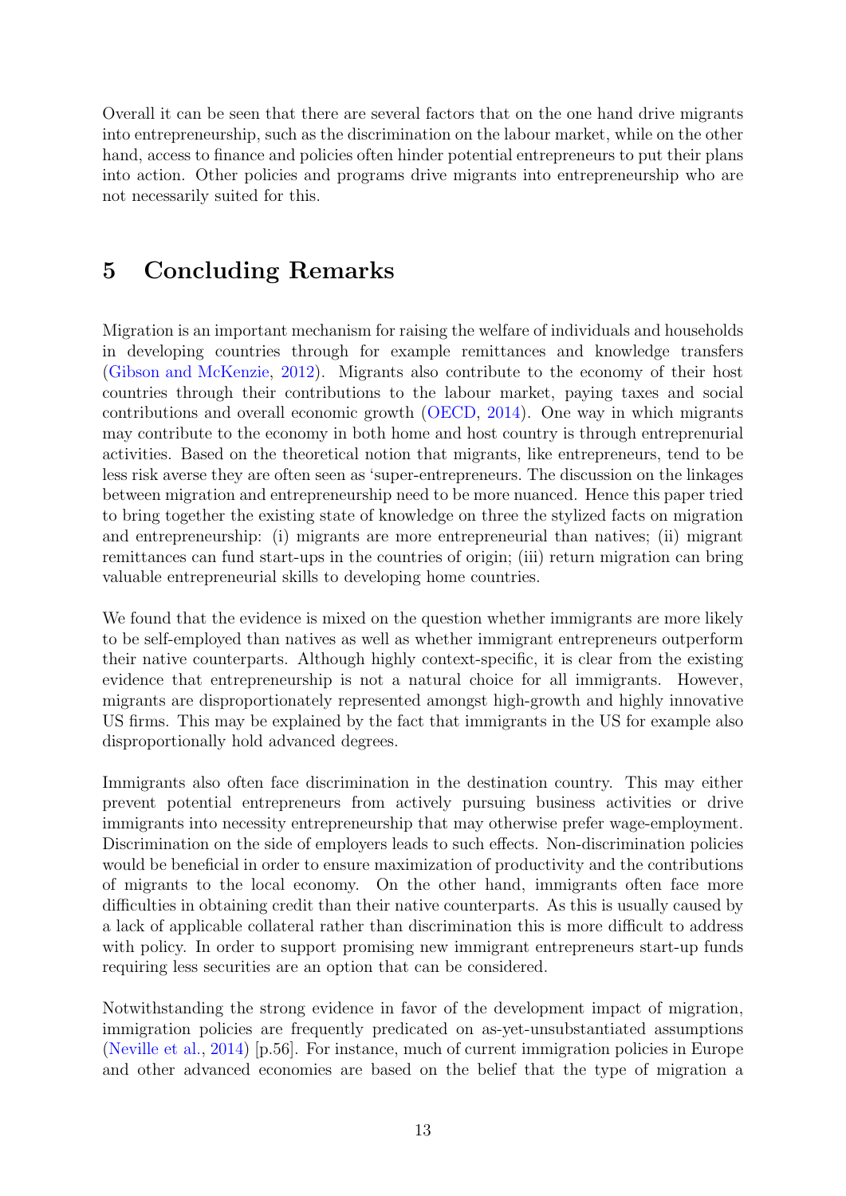Overall it can be seen that there are several factors that on the one hand drive migrants into entrepreneurship, such as the discrimination on the labour market, while on the other hand, access to finance and policies often hinder potential entrepreneurs to put their plans into action. Other policies and programs drive migrants into entrepreneurship who are not necessarily suited for this.

# 5 Concluding Remarks

Migration is an important mechanism for raising the welfare of individuals and households in developing countries through for example remittances and knowledge transfers (Gibson and McKenzie, 2012). Migrants also contribute to the economy of their host countries through their contributions to the labour market, paying taxes and social contributions and overall economic growth (OECD, 2014). One way in which migrants may contribute to the economy in both home and host country is through entreprenurial activities. Based on the theoretical notion that migrants, like entrepreneurs, tend to be less risk averse they are often seen as 'super-entrepreneurs. The discussion on the linkages between migration and entrepreneurship need to be more nuanced. Hence this paper tried to bring together the existing state of knowledge on three the stylized facts on migration and entrepreneurship: (i) migrants are more entrepreneurial than natives; (ii) migrant remittances can fund start-ups in the countries of origin; (iii) return migration can bring valuable entrepreneurial skills to developing home countries.

We found that the evidence is mixed on the question whether immigrants are more likely to be self-employed than natives as well as whether immigrant entrepreneurs outperform their native counterparts. Although highly context-specific, it is clear from the existing evidence that entrepreneurship is not a natural choice for all immigrants. However, migrants are disproportionately represented amongst high-growth and highly innovative US firms. This may be explained by the fact that immigrants in the US for example also disproportionally hold advanced degrees.

Immigrants also often face discrimination in the destination country. This may either prevent potential entrepreneurs from actively pursuing business activities or drive immigrants into necessity entrepreneurship that may otherwise prefer wage-employment. Discrimination on the side of employers leads to such effects. Non-discrimination policies would be beneficial in order to ensure maximization of productivity and the contributions of migrants to the local economy. On the other hand, immigrants often face more difficulties in obtaining credit than their native counterparts. As this is usually caused by a lack of applicable collateral rather than discrimination this is more difficult to address with policy. In order to support promising new immigrant entrepreneurs start-up funds requiring less securities are an option that can be considered.

Notwithstanding the strong evidence in favor of the development impact of migration, immigration policies are frequently predicated on as-yet-unsubstantiated assumptions (Neville et al., 2014) [p.56]. For instance, much of current immigration policies in Europe and other advanced economies are based on the belief that the type of migration a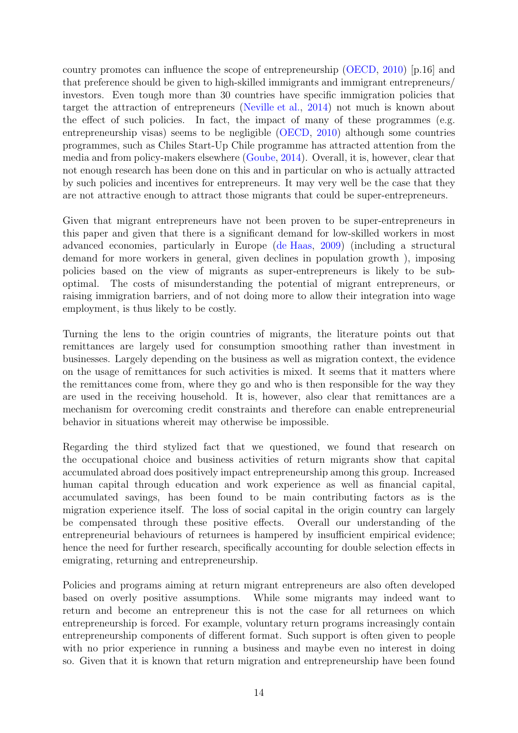country promotes can influence the scope of entrepreneurship (OECD, 2010) [p.16] and that preference should be given to high-skilled immigrants and immigrant entrepreneurs/ investors. Even tough more than 30 countries have specific immigration policies that target the attraction of entrepreneurs (Neville et al., 2014) not much is known about the effect of such policies. In fact, the impact of many of these programmes (e.g. entrepreneurship visas) seems to be negligible (OECD, 2010) although some countries programmes, such as Chiles Start-Up Chile programme has attracted attention from the media and from policy-makers elsewhere (Goube, 2014). Overall, it is, however, clear that not enough research has been done on this and in particular on who is actually attracted by such policies and incentives for entrepreneurs. It may very well be the case that they are not attractive enough to attract those migrants that could be super-entrepreneurs.

Given that migrant entrepreneurs have not been proven to be super-entrepreneurs in this paper and given that there is a significant demand for low-skilled workers in most advanced economies, particularly in Europe (de Haas, 2009) (including a structural demand for more workers in general, given declines in population growth ), imposing policies based on the view of migrants as super-entrepreneurs is likely to be sub-optimal. The costs of misunderstanding the potential of migrant entrepreneurs, or raising immigration barriers, and of not doing more to allow their integration into wage employment, is thus likely to be costly.

Turning the lens to the origin countries of migrants, the literature points out that remittances are largely used for consumption smoothing rather than investment in businesses. Largely depending on the business as well as migration context, the evidence on the usage of remittances for such activities is mixed. It seems that it matters where the remittances come from, where they go and who is then responsible for the way they are used in the receiving household. It is, however, also clear that remittances are a mechanism for overcoming credit constraints and therefore can enable entrepreneurial behavior in situations whereit may otherwise be impossible.

Regarding the third stylized fact that we questioned, we found that research on the occupational choice and business activities of return migrants show that capital accumulated abroad does positively impact entrepreneurship among this group. Increased human capital through education and work experience as well as financial capital, accumulated savings, has been found to be main contributing factors as is the migration experience itself. The loss of social capital in the origin country can largely be compensated through these positive effects. Overall our understanding of the entrepreneurial behaviours of returnees is hampered by insufficient empirical evidence; hence the need for further research, specifically accounting for double selection effects in emigrating, returning and entrepreneurship.

Policies and programs aiming at return migrant entrepreneurs are also often developed based on overly positive assumptions. While some migrants may indeed want to return and become an entrepreneur this is not the case for all returnees on which entrepreneurship is forced. For example, voluntary return programs increasingly contain entrepreneurship components of different format. Such support is often given to people with no prior experience in running a business and maybe even no interest in doing so. Given that it is known that return migration and entrepreneurship have been found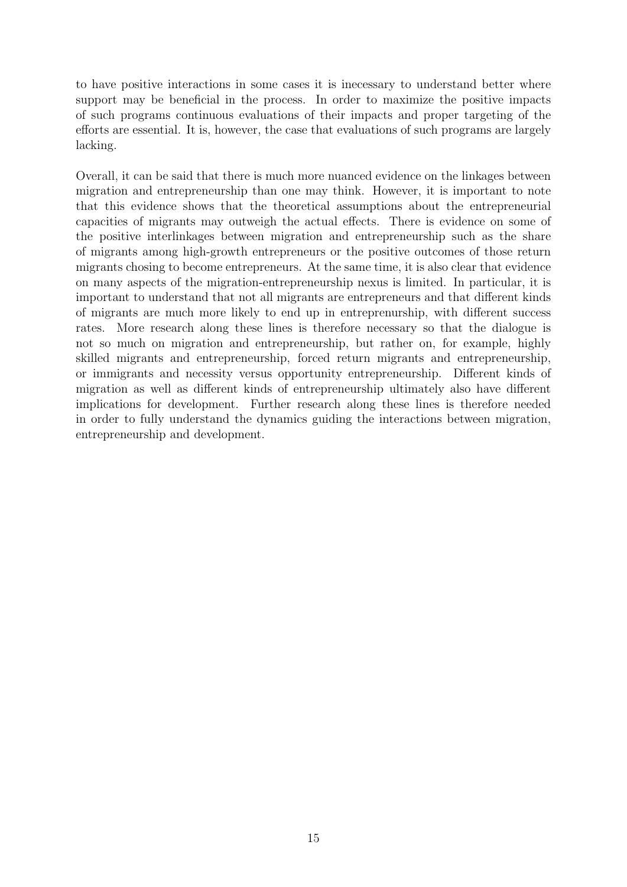to have positive interactions in some cases it is inecessary to understand better where support may be beneficial in the process. In order to maximize the positive impacts of such programs continuous evaluations of their impacts and proper targeting of the efforts are essential. It is, however, the case that evaluations of such programs are largely lacking.

Overall, it can be said that there is much more nuanced evidence on the linkages between migration and entrepreneurship than one may think. However, it is important to note that this evidence shows that the theoretical assumptions about the entrepreneurial capacities of migrants may outweigh the actual effects. There is evidence on some of the positive interlinkages between migration and entrepreneurship such as the share of migrants among high-growth entrepreneurs or the positive outcomes of those return migrants chosing to become entrepreneurs. At the same time, it is also clear that evidence on many aspects of the migration-entrepreneurship nexus is limited. In particular, it is important to understand that not all migrants are entrepreneurs and that different kinds of migrants are much more likely to end up in entreprenurship, with different success rates. More research along these lines is therefore necessary so that the dialogue is not so much on migration and entrepreneurship, but rather on, for example, highly skilled migrants and entrepreneurship, forced return migrants and entrepreneurship, or immigrants and necessity versus opportunity entrepreneurship. Different kinds of migration as well as different kinds of entrepreneurship ultimately also have different implications for development. Further research along these lines is therefore needed in order to fully understand the dynamics guiding the interactions between migration, entrepreneurship and development.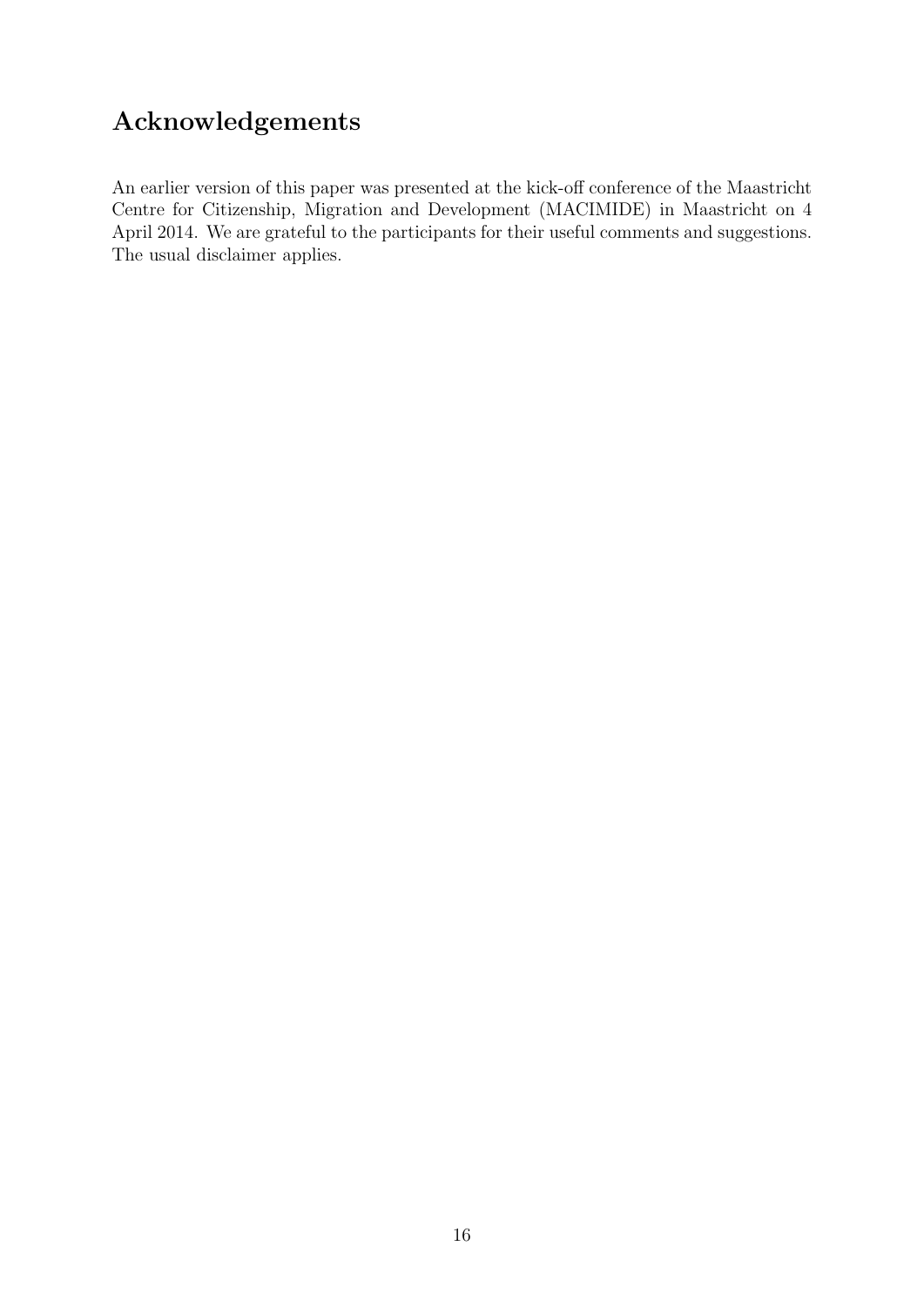# Acknowledgements

An earlier version of this paper was presented at the kick-off conference of the Maastricht Centre for Citizenship, Migration and Development (MACIMIDE) in Maastricht on 4 April 2014. We are grateful to the participants for their useful comments and suggestions. The usual disclaimer applies.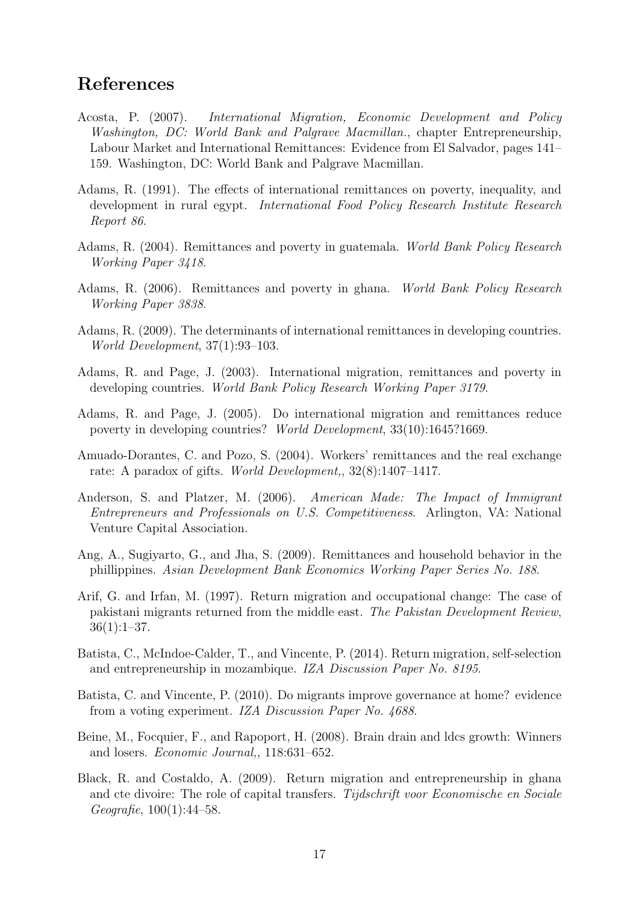## References

Acosta, P. (2007). *International Migration, Economic Development and Policy Washington, DC: World Bank and Palgrave Macmillan.*, chapter Entrepreneurship, Labour Market and International Remittances: Evidence from El Salvador, pages 141–159. Washington, DC: World Bank and Palgrave Macmillan.

Adams, R. (1991). The effects of international remittances on poverty, inequality, and development in rural egypt. *International Food Policy Research Institute Research Report 86*.

Adams, R. (2004). Remittances and poverty in guatemala. *World Bank Policy Research Working Paper 3418*.

Adams, R. (2006). Remittances and poverty in ghana. *World Bank Policy Research Working Paper 3838*.

Adams, R. (2009). The determinants of international remittances in developing countries. *World Development*, 37(1):93–103.

Adams, R. and Page, J. (2003). International migration, remittances and poverty in developing countries. *World Bank Policy Research Working Paper 3179*.

Adams, R. and Page, J. (2005). Do international migration and remittances reduce poverty in developing countries? *World Development*, 33(10):1645?1669.

Amuado-Dorantes, C. and Pozo, S. (2004). Workers' remittances and the real exchange rate: A paradox of gifts. *World Development,*, 32(8):1407–1417.

Anderson, S. and Platzer, M. (2006). *American Made: The Impact of Immigrant Entrepreneurs and Professionals on U.S. Competitiveness*. Arlington, VA: National Venture Capital Association.

Ang, A., Sugiyarto, G., and Jha, S. (2009). Remittances and household behavior in the phillippines. *Asian Development Bank Economics Working Paper Series No. 188*.

Arif, G. and Irfan, M. (1997). Return migration and occupational change: The case of pakistani migrants returned from the middle east. *The Pakistan Development Review*, 36(1):1–37.

Batista, C., McIndoe-Calder, T., and Vincente, P. (2014). Return migration, self-selection and entrepreneurship in mozambique. *IZA Discussion Paper No. 8195*.

Batista, C. and Vincente, P. (2010). Do migrants improve governance at home? evidence from a voting experiment. *IZA Discussion Paper No. 4688*.

Beine, M., Focquier, F., and Rapoport, H. (2008). Brain drain and ldcs growth: Winners and losers. *Economic Journal,*, 118:631–652.

Black, R. and Costaldo, A. (2009). Return migration and entrepreneurship in ghana and cte divoire: The role of capital transfers. *Tijdschrift voor Economische en Sociale Geografie*, 100(1):44–58.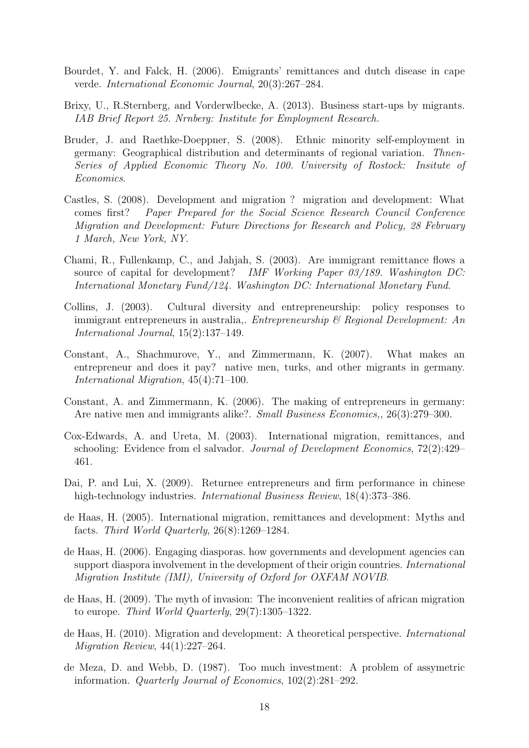Bourdet, Y. and Falck, H. (2006). Emigrants' remittances and dutch disease in cape verde. *International Economic Journal*, 20(3):267–284.

Brixy, U., R.Sternberg, and Vorderwlbecke, A. (2013). Business start-ups by migrants. *IAB Brief Report 25. Nrnberg: Institute for Employment Research.*

Bruder, J. and Raethke-Doeppner, S. (2008). Ethnic minority self-employment in germany: Geographical distribution and determinants of regional variation. *Thnen-Series of Applied Economic Theory No. 100. University of Rostock: Insitute of Economics*.

Castles, S. (2008). Development and migration ? migration and development: What comes first? *Paper Prepared for the Social Science Research Council Conference Migration and Development: Future Directions for Research and Policy, 28 February 1 March, New York, NY.*

Chami, R., Fullenkamp, C., and Jahjah, S. (2003). Are immigrant remittance flows a source of capital for development? *IMF Working Paper 03/189. Washington DC: International Monetary Fund/124. Washington DC: International Monetary Fund*.

Collins, J. (2003). Cultural diversity and entrepreneurship: policy responses to immigrant entrepreneurs in australia,. *Entrepreneurship & Regional Development: An International Journal*, 15(2):137–149.

Constant, A., Shachmurove, Y., and Zimmermann, K. (2007). What makes an entrepreneur and does it pay? native men, turks, and other migrants in germany. *International Migration*, 45(4):71–100.

Constant, A. and Zimmermann, K. (2006). The making of entrepreneurs in germany: Are native men and immigrants alike?. *Small Business Economics,*, 26(3):279–300.

Cox-Edwards, A. and Ureta, M. (2003). International migration, remittances, and schooling: Evidence from el salvador. *Journal of Development Economics*, 72(2):429–461.

Dai, P. and Lui, X. (2009). Returnee entrepreneurs and firm performance in chinese high-technology industries. *International Business Review*, 18(4):373–386.

de Haas, H. (2005). International migration, remittances and development: Myths and facts. *Third World Quarterly*, 26(8):1269–1284.

de Haas, H. (2006). Engaging diasporas. how governments and development agencies can support diaspora involvement in the development of their origin countries. *International Migration Institute (IMI), University of Oxford for OXFAM NOVIB.*

de Haas, H. (2009). The myth of invasion: The inconvenient realities of african migration to europe. *Third World Quarterly*, 29(7):1305–1322.

de Haas, H. (2010). Migration and development: A theoretical perspective. *International Migration Review*, 44(1):227–264.

de Meza, D. and Webb, D. (1987). Too much investment: A problem of assymetric information. *Quarterly Journal of Economics*, 102(2):281–292.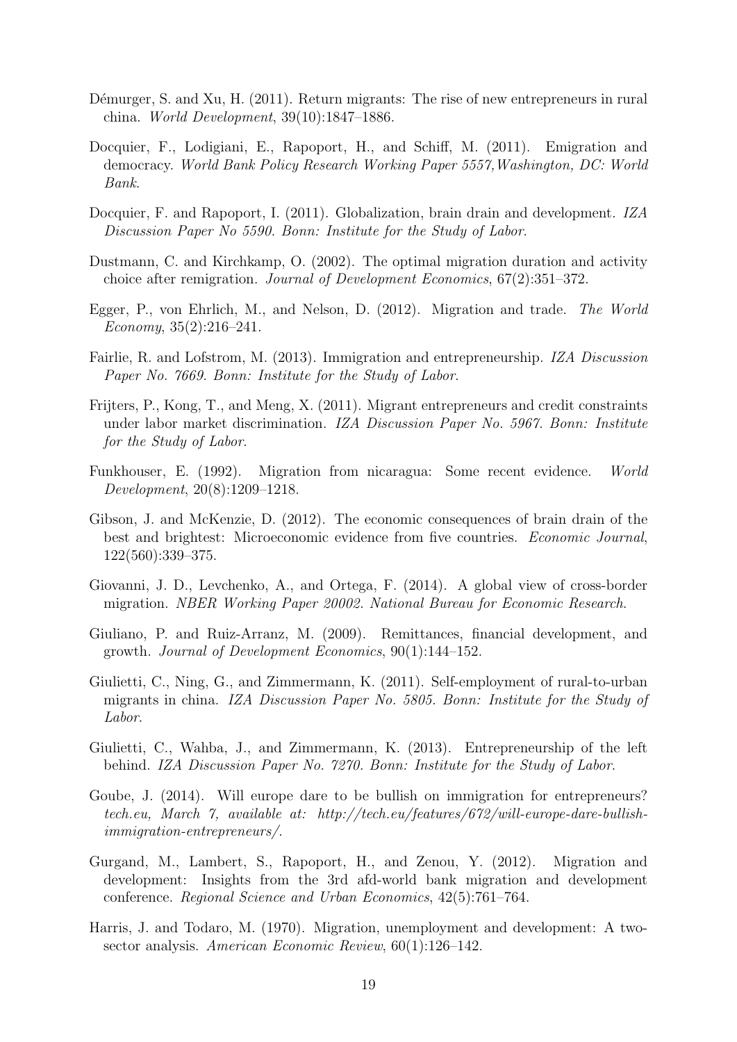Démurger, S. and Xu, H. (2011). Return migrants: The rise of new entrepreneurs in rural china. *World Development*, 39(10):1847–1886.

Docquier, F., Lodigiani, E., Rapoport, H., and Schiff, M. (2011). Emigration and democracy. *World Bank Policy Research Working Paper 5557,Washington, DC: World Bank*.

Docquier, F. and Rapoport, I. (2011). Globalization, brain drain and development. *IZA Discussion Paper No 5590. Bonn: Institute for the Study of Labor*.

Dustmann, C. and Kirchkamp, O. (2002). The optimal migration duration and activity choice after remigration. *Journal of Development Economics*, 67(2):351–372.

Egger, P., von Ehrlich, M., and Nelson, D. (2012). Migration and trade. *The World Economy*, 35(2):216–241.

Fairlie, R. and Lofstrom, M. (2013). Immigration and entrepreneurship. *IZA Discussion Paper No. 7669. Bonn: Institute for the Study of Labor*.

Frijters, P., Kong, T., and Meng, X. (2011). Migrant entrepreneurs and credit constraints under labor market discrimination. *IZA Discussion Paper No. 5967. Bonn: Institute for the Study of Labor*.

Funkhouser, E. (1992). Migration from nicaragua: Some recent evidence. *World Development*, 20(8):1209–1218.

Gibson, J. and McKenzie, D. (2012). The economic consequences of brain drain of the best and brightest: Microeconomic evidence from five countries. *Economic Journal*, 122(560):339–375.

Giovanni, J. D., Levchenko, A., and Ortega, F. (2014). A global view of cross-border migration. *NBER Working Paper 20002. National Bureau for Economic Research*.

Giuliano, P. and Ruiz-Arranz, M. (2009). Remittances, financial development, and growth. *Journal of Development Economics*, 90(1):144–152.

Giulietti, C., Ning, G., and Zimmermann, K. (2011). Self-employment of rural-to-urban migrants in china. *IZA Discussion Paper No. 5805. Bonn: Institute for the Study of Labor*.

Giulietti, C., Wahba, J., and Zimmermann, K. (2013). Entrepreneurship of the left behind. *IZA Discussion Paper No. 7270. Bonn: Institute for the Study of Labor*.

Goube, J. (2014). Will europe dare to be bullish on immigration for entrepreneurs? *tech.eu, March 7, available at: http://tech.eu/features/672/will-europe-dare-bullish-immigration-entrepreneurs/*.

Gurgand, M., Lambert, S., Rapoport, H., and Zenou, Y. (2012). Migration and development: Insights from the 3rd afd-world bank migration and development conference. *Regional Science and Urban Economics*, 42(5):761–764.

Harris, J. and Todaro, M. (1970). Migration, unemployment and development: A two-sector analysis. *American Economic Review*, 60(1):126–142.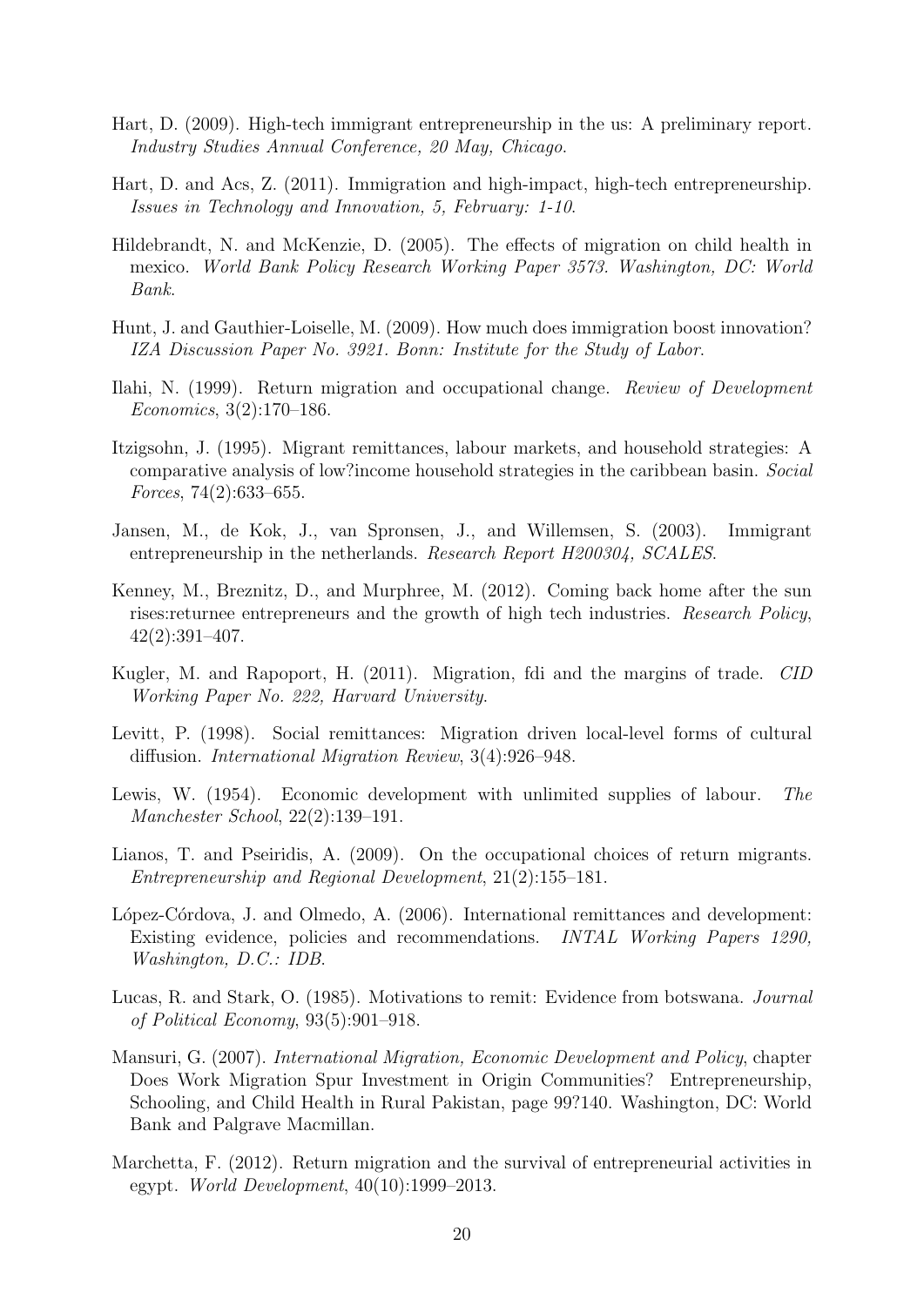Hart, D. (2009). High-tech immigrant entrepreneurship in the us: A preliminary report. *Industry Studies Annual Conference, 20 May, Chicago*.

Hart, D. and Acs, Z. (2011). Immigration and high-impact, high-tech entrepreneurship. *Issues in Technology and Innovation, 5, February: 1-10*.

Hildebrandt, N. and McKenzie, D. (2005). The effects of migration on child health in mexico. *World Bank Policy Research Working Paper 3573. Washington, DC: World Bank*.

Hunt, J. and Gauthier-Loiselle, M. (2009). How much does immigration boost innovation? *IZA Discussion Paper No. 3921. Bonn: Institute for the Study of Labor*.

Ilahi, N. (1999). Return migration and occupational change. *Review of Development Economics*, 3(2):170–186.

Itzigsohn, J. (1995). Migrant remittances, labour markets, and household strategies: A comparative analysis of low?income household strategies in the caribbean basin. *Social Forces*, 74(2):633–655.

Jansen, M., de Kok, J., van Spronsen, J., and Willemsen, S. (2003). Immigrant entrepreneurship in the netherlands. *Research Report H200304, SCALES*.

Kenney, M., Breznitz, D., and Murphree, M. (2012). Coming back home after the sun rises:returnee entrepreneurs and the growth of high tech industries. *Research Policy*, 42(2):391–407.

Kugler, M. and Rapoport, H. (2011). Migration, fdi and the margins of trade. *CID Working Paper No. 222, Harvard University*.

Levitt, P. (1998). Social remittances: Migration driven local-level forms of cultural diffusion. *International Migration Review*, 3(4):926–948.

Lewis, W. (1954). Economic development with unlimited supplies of labour. *The Manchester School*, 22(2):139–191.

Lianos, T. and Pseiridis, A. (2009). On the occupational choices of return migrants. *Entrepreneurship and Regional Development*, 21(2):155–181.

López-Córdova, J. and Olmedo, A. (2006). International remittances and development: Existing evidence, policies and recommendations. *INTAL Working Papers 1290, Washington, D.C.: IDB*.

Lucas, R. and Stark, O. (1985). Motivations to remit: Evidence from botswana. *Journal of Political Economy*, 93(5):901–918.

Mansuri, G. (2007). *International Migration, Economic Development and Policy*, chapter Does Work Migration Spur Investment in Origin Communities? Entrepreneurship, Schooling, and Child Health in Rural Pakistan, page 99?140. Washington, DC: World Bank and Palgrave Macmillan.

Marchetta, F. (2012). Return migration and the survival of entrepreneurial activities in egypt. *World Development*, 40(10):1999–2013.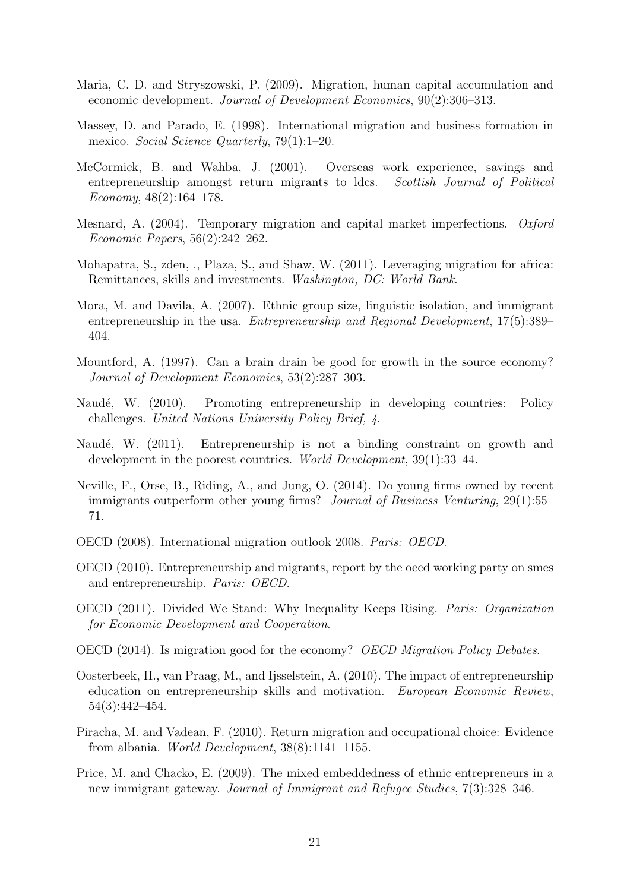Maria, C. D. and Stryszowski, P. (2009). Migration, human capital accumulation and economic development. *Journal of Development Economics*, 90(2):306–313.

Massey, D. and Parado, E. (1998). International migration and business formation in mexico. *Social Science Quarterly*, 79(1):1–20.

McCormick, B. and Wahba, J. (2001). Overseas work experience, savings and entrepreneurship amongst return migrants to ldcs. *Scottish Journal of Political Economy*, 48(2):164–178.

Mesnard, A. (2004). Temporary migration and capital market imperfections. *Oxford Economic Papers*, 56(2):242–262.

Mohapatra, S., zden, ., Plaza, S., and Shaw, W. (2011). Leveraging migration for africa: Remittances, skills and investments. *Washington, DC: World Bank*.

Mora, M. and Davila, A. (2007). Ethnic group size, linguistic isolation, and immigrant entrepreneurship in the usa. *Entrepreneurship and Regional Development*, 17(5):389–404.

Mountford, A. (1997). Can a brain drain be good for growth in the source economy? *Journal of Development Economics*, 53(2):287–303.

Naudé, W. (2010). Promoting entrepreneurship in developing countries: Policy challenges. *United Nations University Policy Brief, 4*.

Naudé, W. (2011). Entrepreneurship is not a binding constraint on growth and development in the poorest countries. *World Development*, 39(1):33–44.

Neville, F., Orse, B., Riding, A., and Jung, O. (2014). Do young firms owned by recent immigrants outperform other young firms? *Journal of Business Venturing*, 29(1):55–71.

OECD (2008). International migration outlook 2008. *Paris: OECD*.

OECD (2010). Entrepreneurship and migrants, report by the oecd working party on smes and entrepreneurship. *Paris: OECD*.

OECD (2011). Divided We Stand: Why Inequality Keeps Rising. *Paris: Organization for Economic Development and Cooperation*.

OECD (2014). Is migration good for the economy? *OECD Migration Policy Debates*.

Oosterbeek, H., van Praag, M., and Ijsselstein, A. (2010). The impact of entrepreneurship education on entrepreneurship skills and motivation. *European Economic Review*, 54(3):442–454.

Piracha, M. and Vadean, F. (2010). Return migration and occupational choice: Evidence from albania. *World Development*, 38(8):1141–1155.

Price, M. and Chacko, E. (2009). The mixed embeddedness of ethnic entrepreneurs in a new immigrant gateway. *Journal of Immigrant and Refugee Studies*, 7(3):328–346.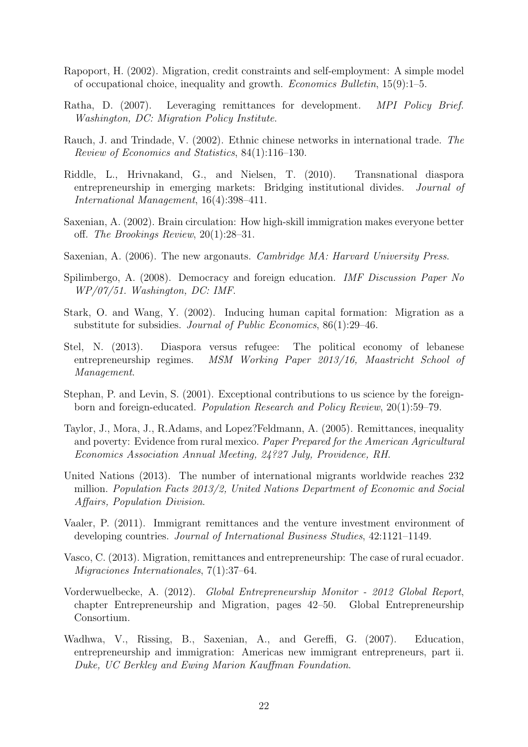Rapoport, H. (2002). Migration, credit constraints and self-employment: A simple model of occupational choice, inequality and growth. *Economics Bulletin*, 15(9):1–5.

Ratha, D. (2007). Leveraging remittances for development. *MPI Policy Brief. Washington, DC: Migration Policy Institute*.

Rauch, J. and Trindade, V. (2002). Ethnic chinese networks in international trade. *The Review of Economics and Statistics*, 84(1):116–130.

Riddle, L., Hrivnakand, G., and Nielsen, T. (2010). Transnational diaspora entrepreneurship in emerging markets: Bridging institutional divides. *Journal of International Management*, 16(4):398–411.

Saxenian, A. (2002). Brain circulation: How high-skill immigration makes everyone better off. *The Brookings Review*, 20(1):28–31.

Saxenian, A. (2006). The new argonauts. *Cambridge MA: Harvard University Press*.

Spilimbergo, A. (2008). Democracy and foreign education. *IMF Discussion Paper No WP/07/51. Washington, DC: IMF*.

Stark, O. and Wang, Y. (2002). Inducing human capital formation: Migration as a substitute for subsidies. *Journal of Public Economics*, 86(1):29–46.

Stel, N. (2013). Diaspora versus refugee: The political economy of lebanese entrepreneurship regimes. *MSM Working Paper 2013/16, Maastricht School of Management*.

Stephan, P. and Levin, S. (2001). Exceptional contributions to us science by the foreign-born and foreign-educated. *Population Research and Policy Review*, 20(1):59–79.

Taylor, J., Mora, J., R.Adams, and Lopez?Feldmann, A. (2005). Remittances, inequality and poverty: Evidence from rural mexico. *Paper Prepared for the American Agricultural Economics Association Annual Meeting, 24?27 July, Providence, RH*.

United Nations (2013). The number of international migrants worldwide reaches 232 million. *Population Facts 2013/2, United Nations Department of Economic and Social Affairs, Population Division*.

Vaaler, P. (2011). Immigrant remittances and the venture investment environment of developing countries. *Journal of International Business Studies*, 42:1121–1149.

Vasco, C. (2013). Migration, remittances and entrepreneurship: The case of rural ecuador. *Migraciones Internationales*, 7(1):37–64.

Vorderwuelbecke, A. (2012). *Global Entrepreneurship Monitor - 2012 Global Report*, chapter Entrepreneurship and Migration, pages 42–50. Global Entrepreneurship Consortium.

Wadhwa, V., Rissing, B., Saxenian, A., and Gereffi, G. (2007). Education, entrepreneurship and immigration: Americas new immigrant entrepreneurs, part ii. *Duke, UC Berkley and Ewing Marion Kauffman Foundation*.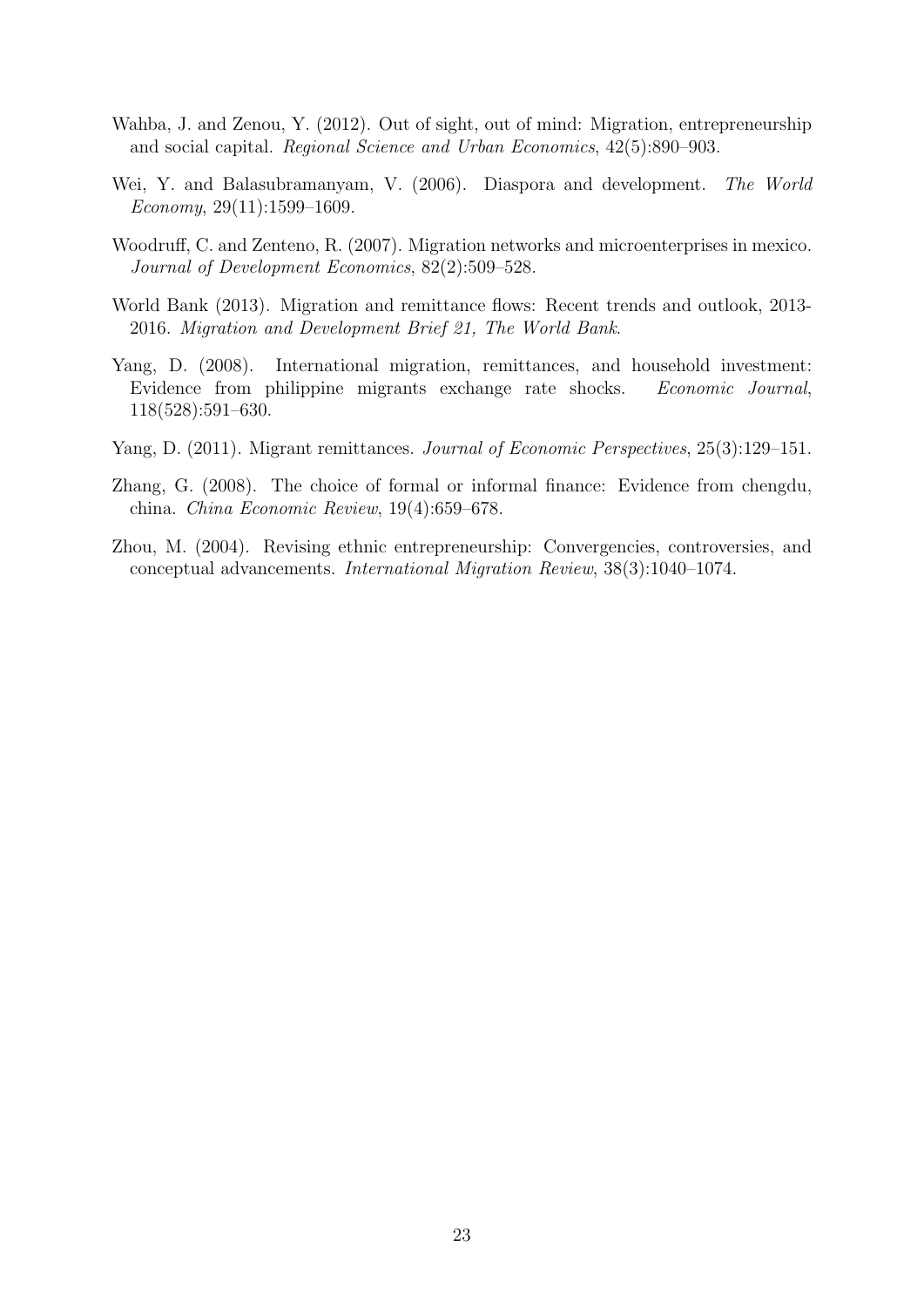Wahba, J. and Zenou, Y. (2012). Out of sight, out of mind: Migration, entrepreneurship and social capital. *Regional Science and Urban Economics*, 42(5):890–903.

Wei, Y. and Balasubramanyam, V. (2006). Diaspora and development. *The World Economy*, 29(11):1599–1609.

Woodruff, C. and Zenteno, R. (2007). Migration networks and microenterprises in mexico. *Journal of Development Economics*, 82(2):509–528.

World Bank (2013). Migration and remittance flows: Recent trends and outlook, 2013-2016. *Migration and Development Brief 21, The World Bank*.

Yang, D. (2008). International migration, remittances, and household investment: Evidence from philippine migrants exchange rate shocks. *Economic Journal*, 118(528):591–630.

Yang, D. (2011). Migrant remittances. *Journal of Economic Perspectives*, 25(3):129–151.

Zhang, G. (2008). The choice of formal or informal finance: Evidence from chengdu, china. *China Economic Review*, 19(4):659–678.

Zhou, M. (2004). Revising ethnic entrepreneurship: Convergencies, controversies, and conceptual advancements. *International Migration Review*, 38(3):1040–1074.